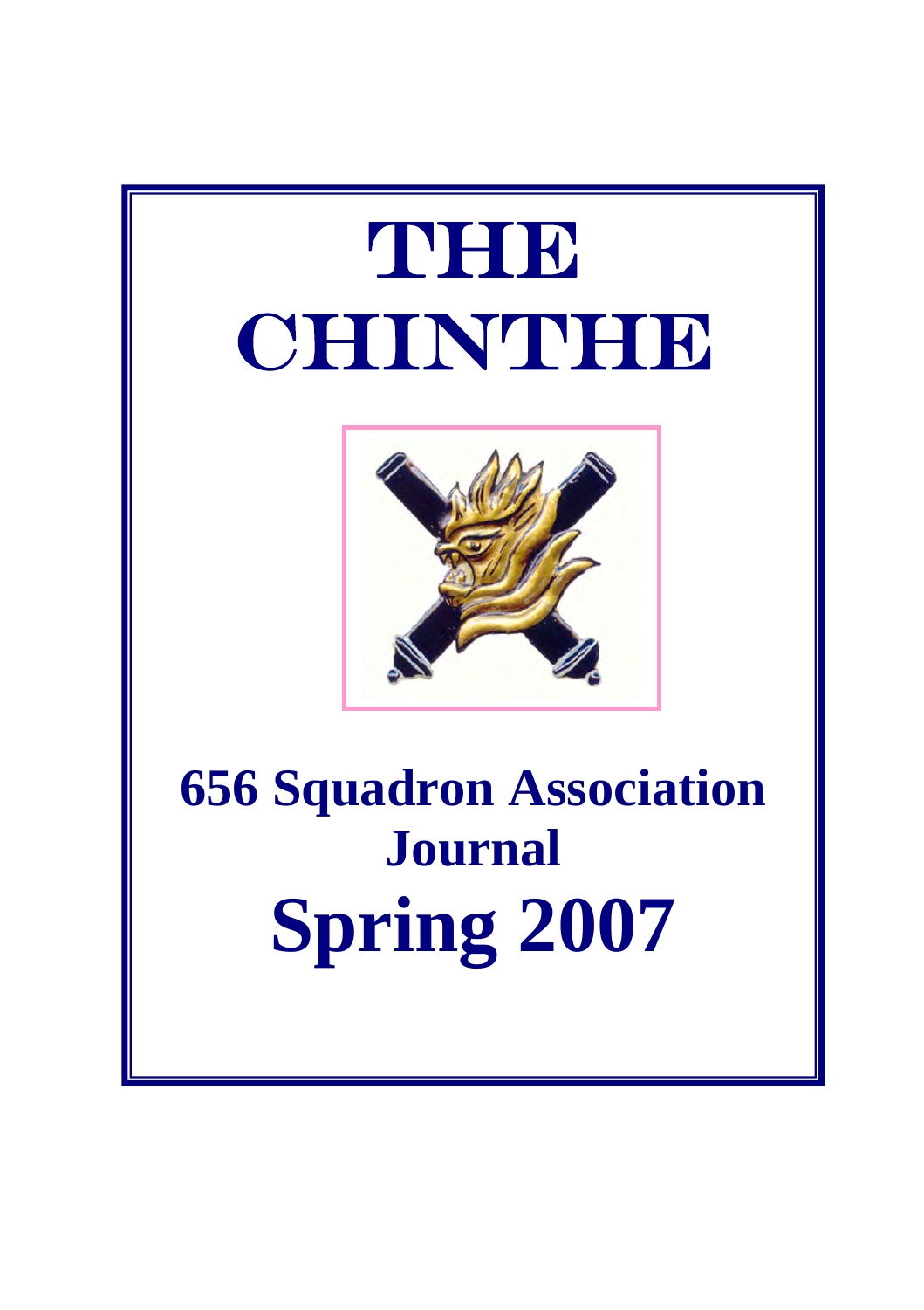# THE CHINTHE

## 656 Squadron Association Journal

## Spring 2007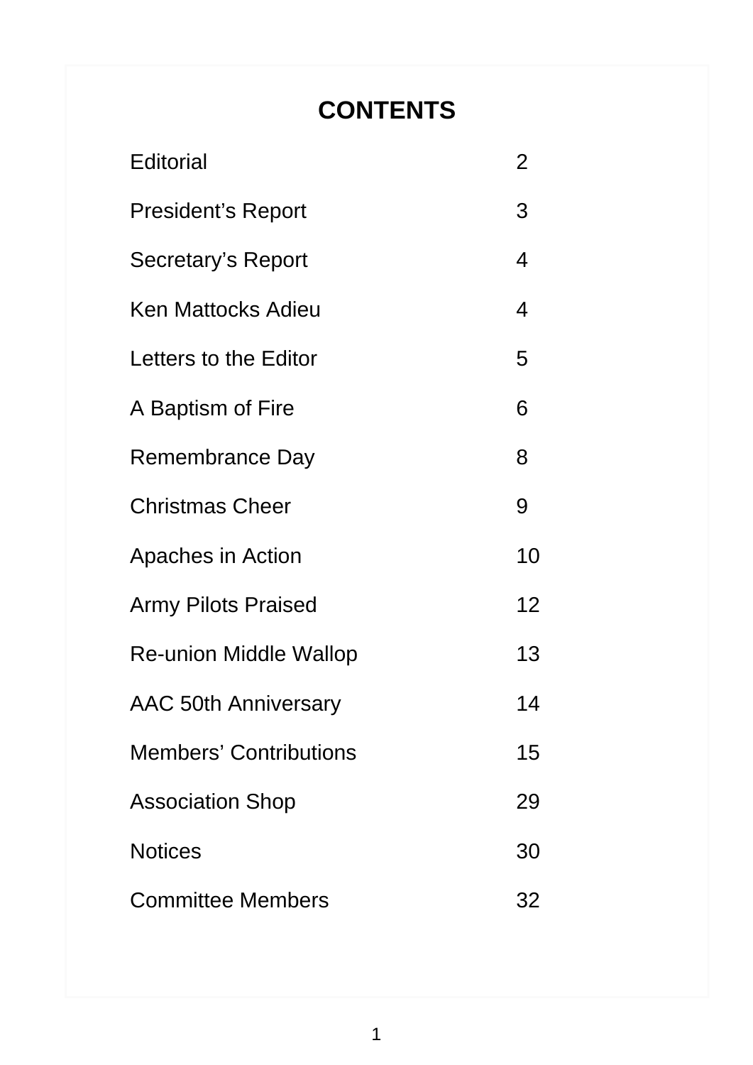# CONTENTS

| | |
|---|---|
| Editorial | 2 |
| President's Report | 3 |
| Secretary's Report | 4 |
| Ken Mattocks Adieu | 4 |
| Letters to the Editor | 5 |
| A Baptism of Fire | 6 |
| Remembrance Day | 8 |
| Christmas Cheer | 9 |
| Apaches in Action | 10 |
| Army Pilots Praised | 12 |
| Re-union Middle Wallop | 13 |
| AAC 50th Anniversary | 14 |
| Members' Contributions | 15 |
| Association Shop | 29 |
| Notices | 30 |
| Committee Members | 32 |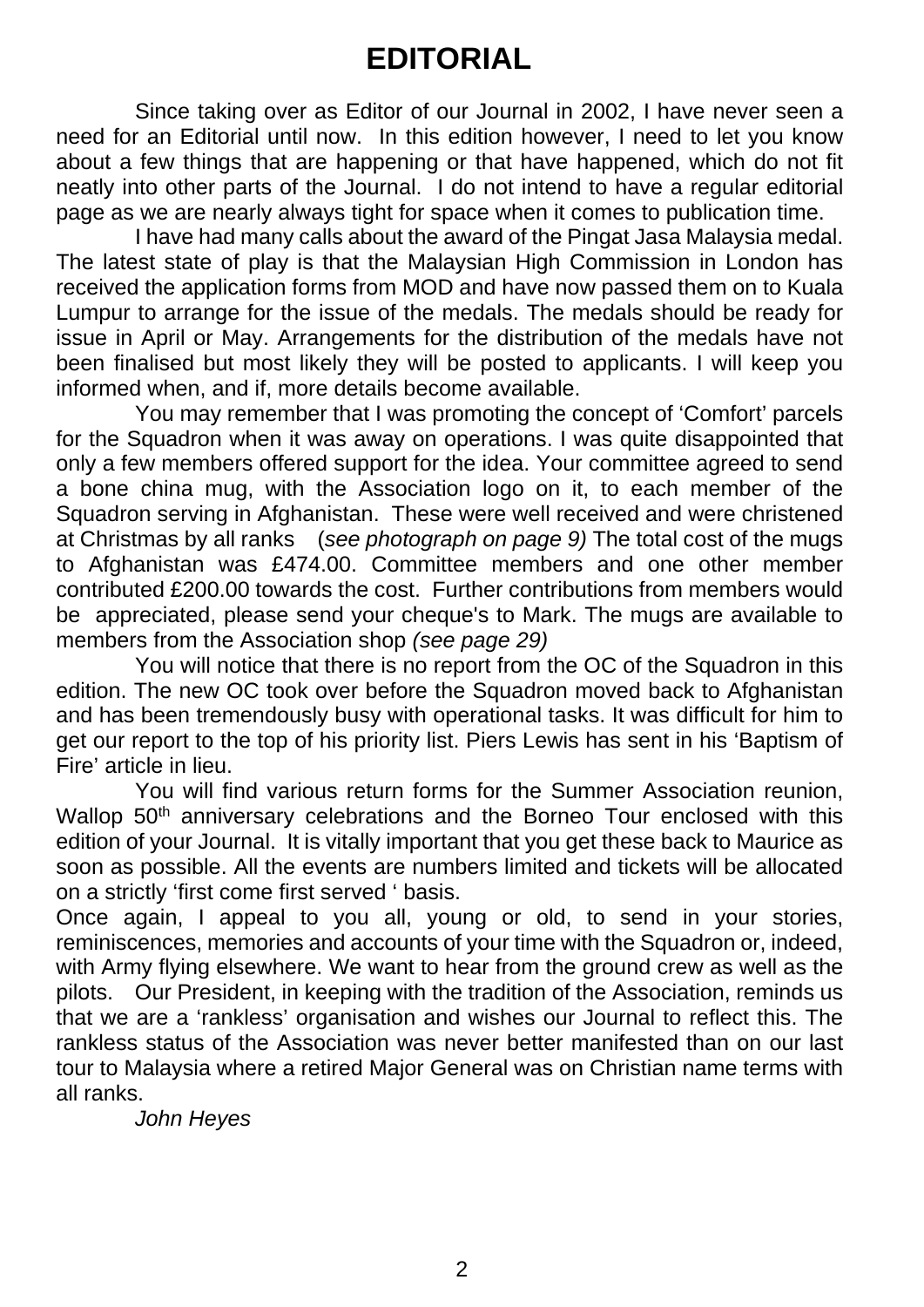# EDITORIAL

Since taking over as Editor of our Journal in 2002, I have never seen a need for an Editorial until now. In this edition however, I need to let you know about a few things that are happening or that have happened, which do not fit neatly into other parts of the Journal. I do not intend to have a regular editorial page as we are nearly always tight for space when it comes to publication time.

I have had many calls about the award of the Pingat Jasa Malaysia medal. The latest state of play is that the Malaysian High Commission in London has received the application forms from MOD and have now passed them on to Kuala Lumpur to arrange for the issue of the medals. The medals should be ready for issue in April or May. Arrangements for the distribution of the medals have not been finalised but most likely they will be posted to applicants. I will keep you informed when, and if, more details become available.

You may remember that I was promoting the concept of 'Comfort' parcels for the Squadron when it was away on operations. I was quite disappointed that only a few members offered support for the idea. Your committee agreed to send a bone china mug, with the Association logo on it, to each member of the Squadron serving in Afghanistan. These were well received and were christened at Christmas by all ranks (*see photograph on page 9)* The total cost of the mugs to Afghanistan was £474.00. Committee members and one other member contributed £200.00 towards the cost. Further contributions from members would be appreciated, please send your cheque's to Mark. The mugs are available to members from the Association shop *(see page 29)*

You will notice that there is no report from the OC of the Squadron in this edition. The new OC took over before the Squadron moved back to Afghanistan and has been tremendously busy with operational tasks. It was difficult for him to get our report to the top of his priority list. Piers Lewis has sent in his 'Baptism of Fire' article in lieu.

You will find various return forms for the Summer Association reunion, Wallop 50th anniversary celebrations and the Borneo Tour enclosed with this edition of your Journal. It is vitally important that you get these back to Maurice as soon as possible. All the events are numbers limited and tickets will be allocated on a strictly 'first come first served ' basis.

Once again, I appeal to you all, young or old, to send in your stories, reminiscences, memories and accounts of your time with the Squadron or, indeed, with Army flying elsewhere. We want to hear from the ground crew as well as the pilots. Our President, in keeping with the tradition of the Association, reminds us that we are a 'rankless' organisation and wishes our Journal to reflect this. The rankless status of the Association was never better manifested than on our last tour to Malaysia where a retired Major General was on Christian name terms with all ranks.

*John Heyes*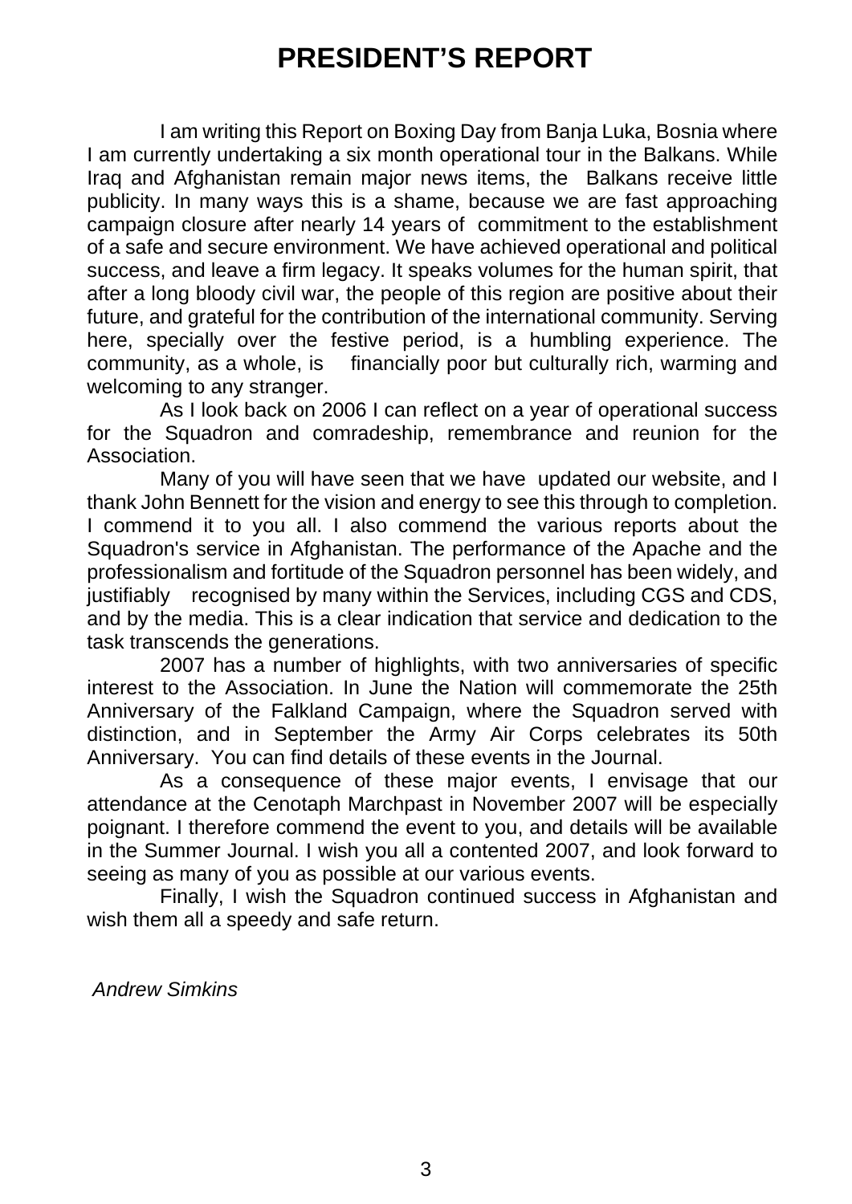# PRESIDENT'S REPORT

I am writing this Report on Boxing Day from Banja Luka, Bosnia where I am currently undertaking a six month operational tour in the Balkans. While Iraq and Afghanistan remain major news items, the Balkans receive little publicity. In many ways this is a shame, because we are fast approaching campaign closure after nearly 14 years of commitment to the establishment of a safe and secure environment. We have achieved operational and political success, and leave a firm legacy. It speaks volumes for the human spirit, that after a long bloody civil war, the people of this region are positive about their future, and grateful for the contribution of the international community. Serving here, specially over the festive period, is a humbling experience. The community, as a whole, is financially poor but culturally rich, warming and welcoming to any stranger.

As I look back on 2006 I can reflect on a year of operational success for the Squadron and comradeship, remembrance and reunion for the Association.

Many of you will have seen that we have updated our website, and I thank John Bennett for the vision and energy to see this through to completion. I commend it to you all. I also commend the various reports about the Squadron's service in Afghanistan. The performance of the Apache and the professionalism and fortitude of the Squadron personnel has been widely, and justifiably recognised by many within the Services, including CGS and CDS, and by the media. This is a clear indication that service and dedication to the task transcends the generations.

2007 has a number of highlights, with two anniversaries of specific interest to the Association. In June the Nation will commemorate the 25th Anniversary of the Falkland Campaign, where the Squadron served with distinction, and in September the Army Air Corps celebrates its 50th Anniversary. You can find details of these events in the Journal.

As a consequence of these major events, I envisage that our attendance at the Cenotaph Marchpast in November 2007 will be especially poignant. I therefore commend the event to you, and details will be available in the Summer Journal. I wish you all a contented 2007, and look forward to seeing as many of you as possible at our various events.

Finally, I wish the Squadron continued success in Afghanistan and wish them all a speedy and safe return.

*Andrew Simkins*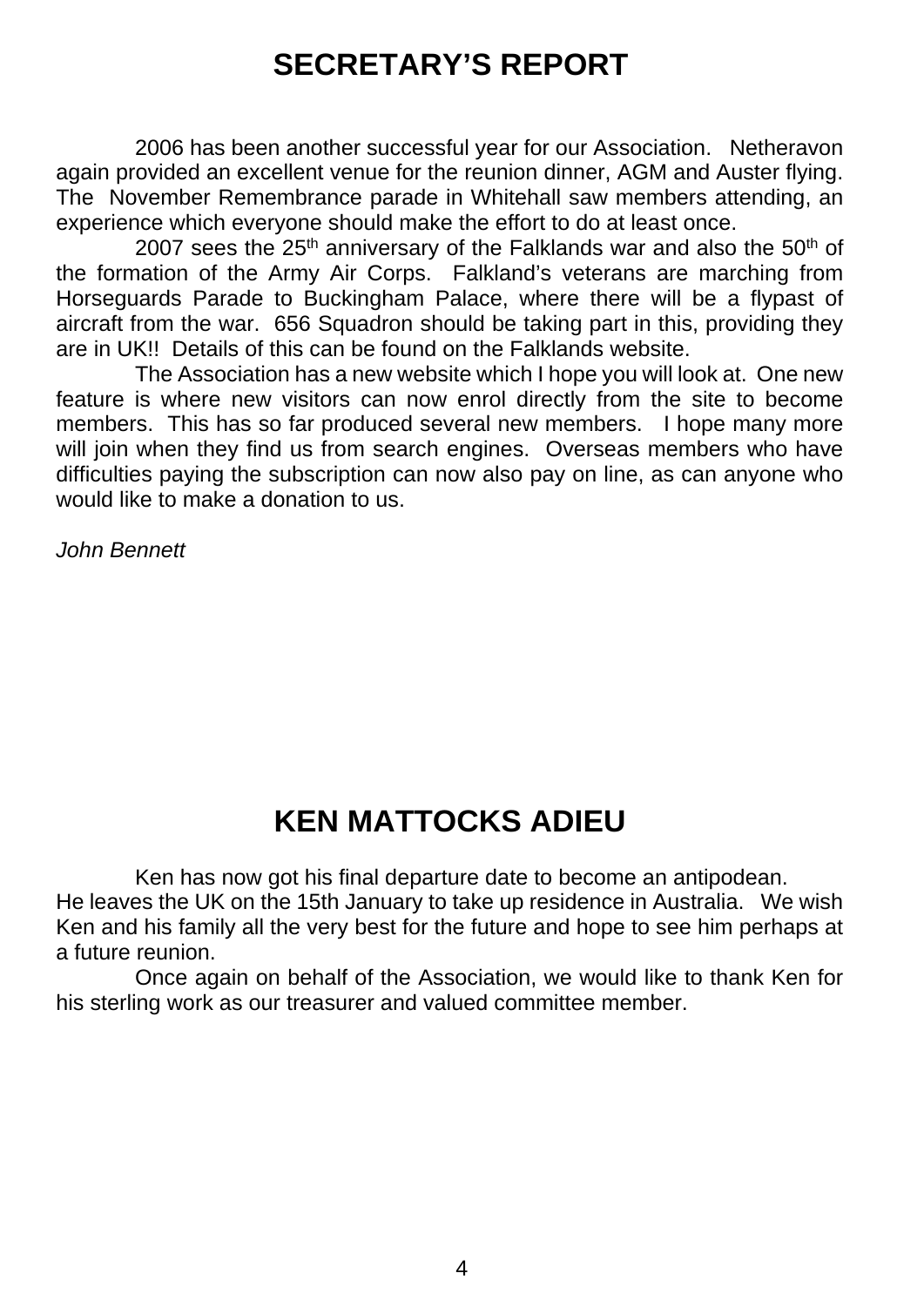# SECRETARY'S REPORT

2006 has been another successful year for our Association. Netheravon again provided an excellent venue for the reunion dinner, AGM and Auster flying. The November Remembrance parade in Whitehall saw members attending, an experience which everyone should make the effort to do at least once.

2007 sees the 25th anniversary of the Falklands war and also the 50th of the formation of the Army Air Corps. Falkland's veterans are marching from Horseguards Parade to Buckingham Palace, where there will be a flypast of aircraft from the war. 656 Squadron should be taking part in this, providing they are in UK!! Details of this can be found on the Falklands website.

The Association has a new website which I hope you will look at. One new feature is where new visitors can now enrol directly from the site to become members. This has so far produced several new members. I hope many more will join when they find us from search engines. Overseas members who have difficulties paying the subscription can now also pay on line, as can anyone who would like to make a donation to us.

*John Bennett*

# KEN MATTOCKS ADIEU

Ken has now got his final departure date to become an antipodean. He leaves the UK on the 15th January to take up residence in Australia. We wish Ken and his family all the very best for the future and hope to see him perhaps at a future reunion.

Once again on behalf of the Association, we would like to thank Ken for his sterling work as our treasurer and valued committee member.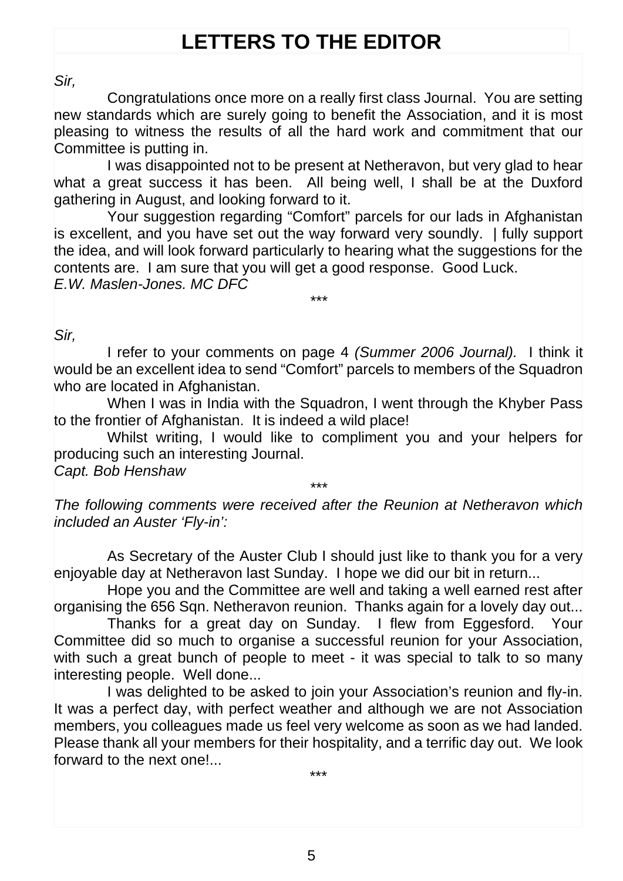# LETTERS TO THE EDITOR

*Sir,*

Congratulations once more on a really first class Journal. You are setting new standards which are surely going to benefit the Association, and it is most pleasing to witness the results of all the hard work and commitment that our Committee is putting in.

I was disappointed not to be present at Netheravon, but very glad to hear what a great success it has been. All being well, I shall be at the Duxford gathering in August, and looking forward to it.

Your suggestion regarding "Comfort" parcels for our lads in Afghanistan is excellent, and you have set out the way forward very soundly. | fully support the idea, and will look forward particularly to hearing what the suggestions for the contents are. I am sure that you will get a good response. Good Luck.

*E.W. Maslen-Jones. MC DFC*

\*\*\*

*Sir,*

I refer to your comments on page 4 *(Summer 2006 Journal).* I think it would be an excellent idea to send "Comfort" parcels to members of the Squadron who are located in Afghanistan.

When I was in India with the Squadron, I went through the Khyber Pass to the frontier of Afghanistan. It is indeed a wild place!

Whilst writing, I would like to compliment you and your helpers for producing such an interesting Journal.

*Capt. Bob Henshaw*

\*\*\*

*The following comments were received after the Reunion at Netheravon which included an Auster 'Fly-in':*

As Secretary of the Auster Club I should just like to thank you for a very enjoyable day at Netheravon last Sunday. I hope we did our bit in return...

Hope you and the Committee are well and taking a well earned rest after organising the 656 Sqn. Netheravon reunion. Thanks again for a lovely day out...

Thanks for a great day on Sunday. I flew from Eggesford. Your Committee did so much to organise a successful reunion for your Association, with such a great bunch of people to meet - it was special to talk to so many interesting people. Well done...

I was delighted to be asked to join your Association's reunion and fly-in. It was a perfect day, with perfect weather and although we are not Association members, you colleagues made us feel very welcome as soon as we had landed. Please thank all your members for their hospitality, and a terrific day out. We look forward to the next one!...

\*\*\*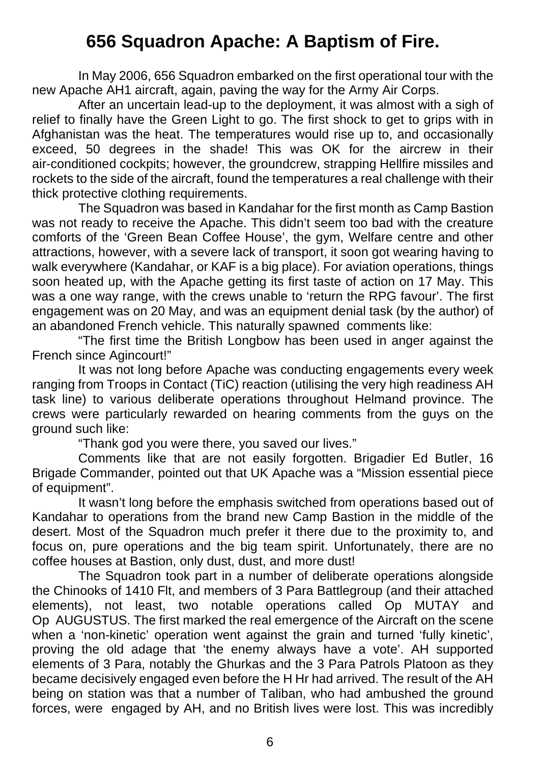# 656 Squadron Apache: A Baptism of Fire.

In May 2006, 656 Squadron embarked on the first operational tour with the new Apache AH1 aircraft, again, paving the way for the Army Air Corps.

After an uncertain lead-up to the deployment, it was almost with a sigh of relief to finally have the Green Light to go. The first shock to get to grips with in Afghanistan was the heat. The temperatures would rise up to, and occasionally exceed, 50 degrees in the shade! This was OK for the aircrew in their air-conditioned cockpits; however, the groundcrew, strapping Hellfire missiles and rockets to the side of the aircraft, found the temperatures a real challenge with their thick protective clothing requirements.

The Squadron was based in Kandahar for the first month as Camp Bastion was not ready to receive the Apache. This didn't seem too bad with the creature comforts of the 'Green Bean Coffee House', the gym, Welfare centre and other attractions, however, with a severe lack of transport, it soon got wearing having to walk everywhere (Kandahar, or KAF is a big place). For aviation operations, things soon heated up, with the Apache getting its first taste of action on 17 May. This was a one way range, with the crews unable to 'return the RPG favour'. The first engagement was on 20 May, and was an equipment denial task (by the author) of an abandoned French vehicle. This naturally spawned comments like:

"The first time the British Longbow has been used in anger against the French since Agincourt!"

It was not long before Apache was conducting engagements every week ranging from Troops in Contact (TiC) reaction (utilising the very high readiness AH task line) to various deliberate operations throughout Helmand province. The crews were particularly rewarded on hearing comments from the guys on the ground such like:

"Thank god you were there, you saved our lives."

Comments like that are not easily forgotten. Brigadier Ed Butler, 16 Brigade Commander, pointed out that UK Apache was a "Mission essential piece of equipment".

It wasn't long before the emphasis switched from operations based out of Kandahar to operations from the brand new Camp Bastion in the middle of the desert. Most of the Squadron much prefer it there due to the proximity to, and focus on, pure operations and the big team spirit. Unfortunately, there are no coffee houses at Bastion, only dust, dust, and more dust!

The Squadron took part in a number of deliberate operations alongside the Chinooks of 1410 Flt, and members of 3 Para Battlegroup (and their attached elements), not least, two notable operations called Op MUTAY and Op AUGUSTUS. The first marked the real emergence of the Aircraft on the scene when a 'non-kinetic' operation went against the grain and turned 'fully kinetic', proving the old adage that 'the enemy always have a vote'. AH supported elements of 3 Para, notably the Ghurkas and the 3 Para Patrols Platoon as they became decisively engaged even before the H Hr had arrived. The result of the AH being on station was that a number of Taliban, who had ambushed the ground forces, were engaged by AH, and no British lives were lost. This was incredibly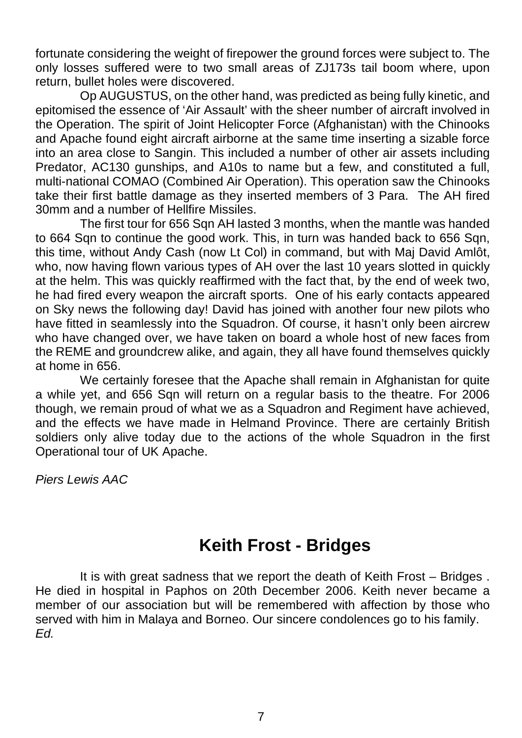fortunate considering the weight of firepower the ground forces were subject to. The only losses suffered were to two small areas of ZJ173s tail boom where, upon return, bullet holes were discovered.

Op AUGUSTUS, on the other hand, was predicted as being fully kinetic, and epitomised the essence of 'Air Assault' with the sheer number of aircraft involved in the Operation. The spirit of Joint Helicopter Force (Afghanistan) with the Chinooks and Apache found eight aircraft airborne at the same time inserting a sizable force into an area close to Sangin. This included a number of other air assets including Predator, AC130 gunships, and A10s to name but a few, and constituted a full, multi-national COMAO (Combined Air Operation). This operation saw the Chinooks take their first battle damage as they inserted members of 3 Para. The AH fired 30mm and a number of Hellfire Missiles.

The first tour for 656 Sqn AH lasted 3 months, when the mantle was handed to 664 Sqn to continue the good work. This, in turn was handed back to 656 Sqn, this time, without Andy Cash (now Lt Col) in command, but with Maj David Amlôt, who, now having flown various types of AH over the last 10 years slotted in quickly at the helm. This was quickly reaffirmed with the fact that, by the end of week two, he had fired every weapon the aircraft sports. One of his early contacts appeared on Sky news the following day! David has joined with another four new pilots who have fitted in seamlessly into the Squadron. Of course, it hasn't only been aircrew who have changed over, we have taken on board a whole host of new faces from the REME and groundcrew alike, and again, they all have found themselves quickly at home in 656.

We certainly foresee that the Apache shall remain in Afghanistan for quite a while yet, and 656 Sqn will return on a regular basis to the theatre. For 2006 though, we remain proud of what we as a Squadron and Regiment have achieved, and the effects we have made in Helmand Province. There are certainly British soldiers only alive today due to the actions of the whole Squadron in the first Operational tour of UK Apache.

*Piers Lewis AAC*

## Keith Frost - Bridges

It is with great sadness that we report the death of Keith Frost – Bridges . He died in hospital in Paphos on 20th December 2006. Keith never became a member of our association but will be remembered with affection by those who served with him in Malaya and Borneo. Our sincere condolences go to his family.
*Ed.*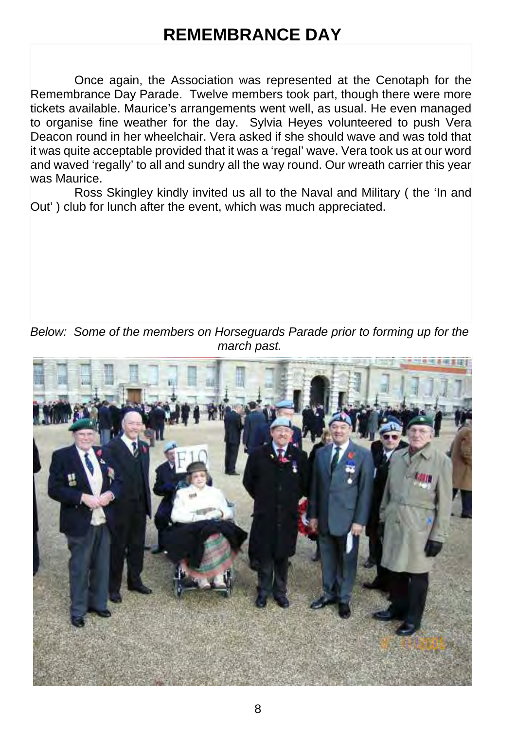# REMEMBRANCE DAY

Once again, the Association was represented at the Cenotaph for the Remembrance Day Parade. Twelve members took part, though there were more tickets available. Maurice's arrangements went well, as usual. He even managed to organise fine weather for the day. Sylvia Heyes volunteered to push Vera Deacon round in her wheelchair. Vera asked if she should wave and was told that it was quite acceptable provided that it was a 'regal' wave. Vera took us at our word and waved 'regally' to all and sundry all the way round. Our wreath carrier this year was Maurice.

Ross Skingley kindly invited us all to the Naval and Military ( the 'In and Out' ) club for lunch after the event, which was much appreciated.

*Below: Some of the members on Horseguards Parade prior to forming up for the march past.*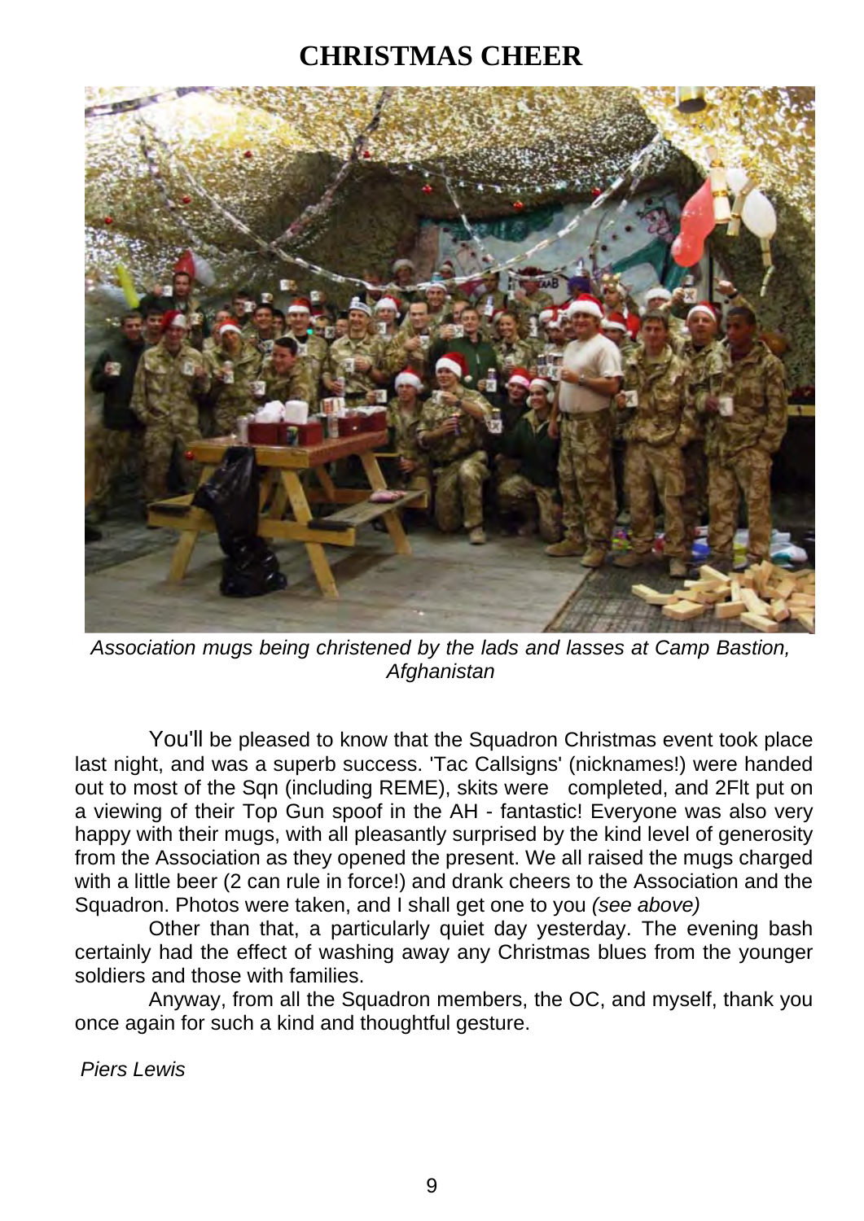# CHRISTMAS CHEER

*Association mugs being christened by the lads and lasses at Camp Bastion, Afghanistan*

You'll be pleased to know that the Squadron Christmas event took place last night, and was a superb success. 'Tac Callsigns' (nicknames!) were handed out to most of the Sqn (including REME), skits were completed, and 2Flt put on a viewing of their Top Gun spoof in the AH - fantastic! Everyone was also very happy with their mugs, with all pleasantly surprised by the kind level of generosity from the Association as they opened the present. We all raised the mugs charged with a little beer (2 can rule in force!) and drank cheers to the Association and the Squadron. Photos were taken, and I shall get one to you *(see above)*

Other than that, a particularly quiet day yesterday. The evening bash certainly had the effect of washing away any Christmas blues from the younger soldiers and those with families.

Anyway, from all the Squadron members, the OC, and myself, thank you once again for such a kind and thoughtful gesture.

*Piers Lewis*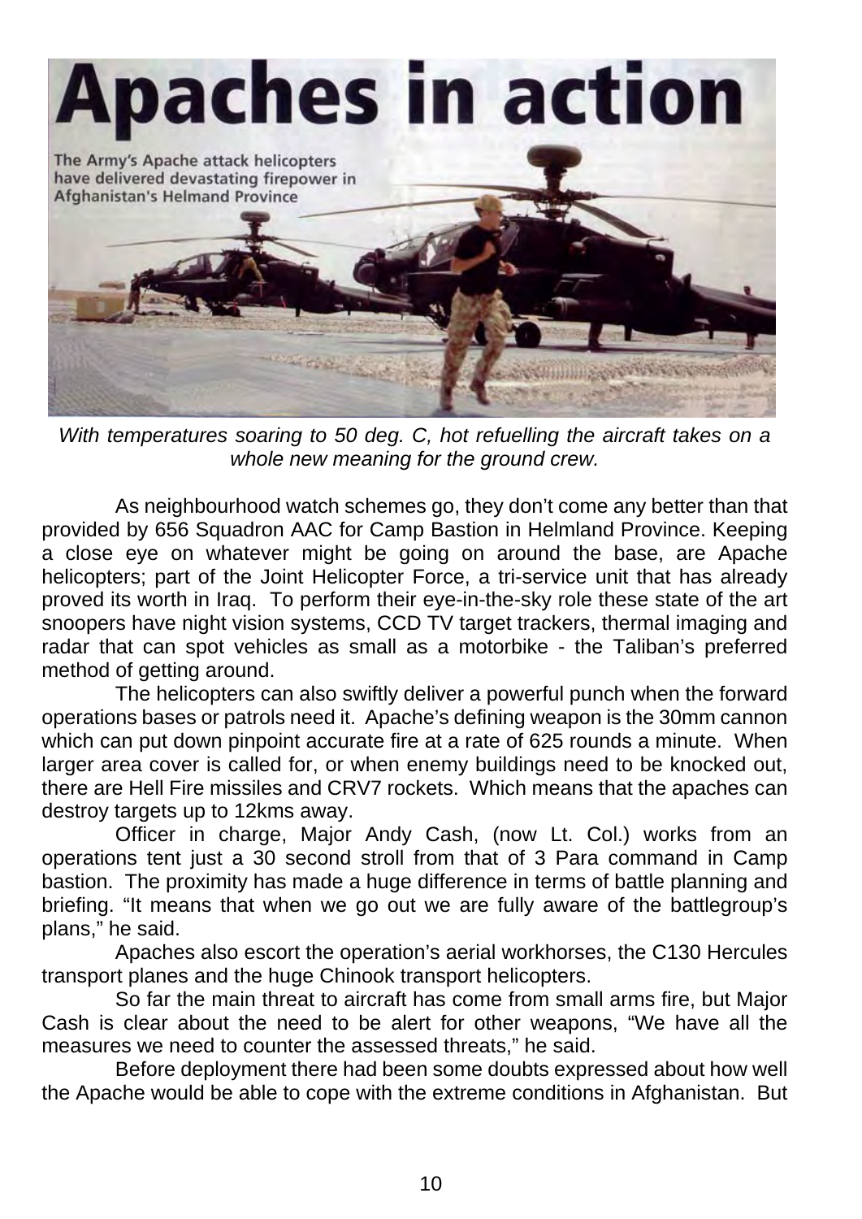# Apaches in action

The Army's Apache attack helicopters have delivered devastating firepower in Afghanistan's Helmand Province

*With temperatures soaring to 50 deg. C, hot refuelling the aircraft takes on a whole new meaning for the ground crew.*

As neighbourhood watch schemes go, they don't come any better than that provided by 656 Squadron AAC for Camp Bastion in Helmland Province. Keeping a close eye on whatever might be going on around the base, are Apache helicopters; part of the Joint Helicopter Force, a tri-service unit that has already proved its worth in Iraq. To perform their eye-in-the-sky role these state of the art snoopers have night vision systems, CCD TV target trackers, thermal imaging and radar that can spot vehicles as small as a motorbike - the Taliban's preferred method of getting around.

The helicopters can also swiftly deliver a powerful punch when the forward operations bases or patrols need it. Apache's defining weapon is the 30mm cannon which can put down pinpoint accurate fire at a rate of 625 rounds a minute. When larger area cover is called for, or when enemy buildings need to be knocked out, there are Hell Fire missiles and CRV7 rockets. Which means that the apaches can destroy targets up to 12kms away.

Officer in charge, Major Andy Cash, (now Lt. Col.) works from an operations tent just a 30 second stroll from that of 3 Para command in Camp bastion. The proximity has made a huge difference in terms of battle planning and briefing. "It means that when we go out we are fully aware of the battlegroup's plans," he said.

Apaches also escort the operation's aerial workhorses, the C130 Hercules transport planes and the huge Chinook transport helicopters.

So far the main threat to aircraft has come from small arms fire, but Major Cash is clear about the need to be alert for other weapons, "We have all the measures we need to counter the assessed threats," he said.

Before deployment there had been some doubts expressed about how well the Apache would be able to cope with the extreme conditions in Afghanistan. But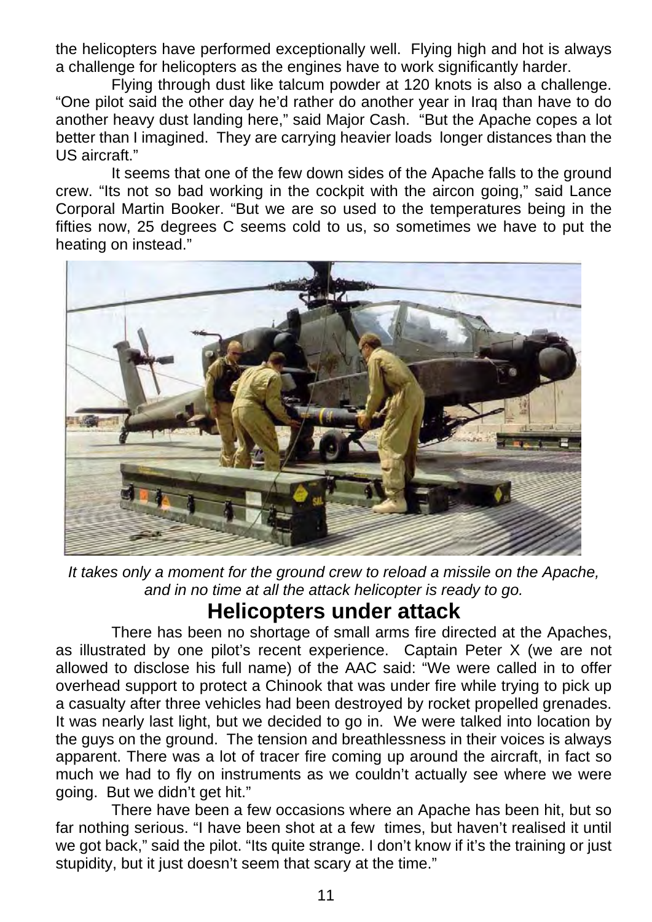the helicopters have performed exceptionally well. Flying high and hot is always a challenge for helicopters as the engines have to work significantly harder.

Flying through dust like talcum powder at 120 knots is also a challenge. “One pilot said the other day he’d rather do another year in Iraq than have to do another heavy dust landing here,” said Major Cash. “But the Apache copes a lot better than I imagined. They are carrying heavier loads longer distances than the US aircraft.”

It seems that one of the few down sides of the Apache falls to the ground crew. “Its not so bad working in the cockpit with the aircon going,” said Lance Corporal Martin Booker. “But we are so used to the temperatures being in the fifties now, 25 degrees C seems cold to us, so sometimes we have to put the heating on instead.”

*It takes only a moment for the ground crew to reload a missile on the Apache, and in no time at all the attack helicopter is ready to go.*

## Helicopters under attack

There has been no shortage of small arms fire directed at the Apaches, as illustrated by one pilot’s recent experience. Captain Peter X (we are not allowed to disclose his full name) of the AAC said: “We were called in to offer overhead support to protect a Chinook that was under fire while trying to pick up a casualty after three vehicles had been destroyed by rocket propelled grenades. It was nearly last light, but we decided to go in. We were talked into location by the guys on the ground. The tension and breathlessness in their voices is always apparent. There was a lot of tracer fire coming up around the aircraft, in fact so much we had to fly on instruments as we couldn’t actually see where we were going. But we didn’t get hit.”

There have been a few occasions where an Apache has been hit, but so far nothing serious. “I have been shot at a few times, but haven’t realised it until we got back,” said the pilot. “Its quite strange. I don’t know if it’s the training or just stupidity, but it just doesn’t seem that scary at the time.”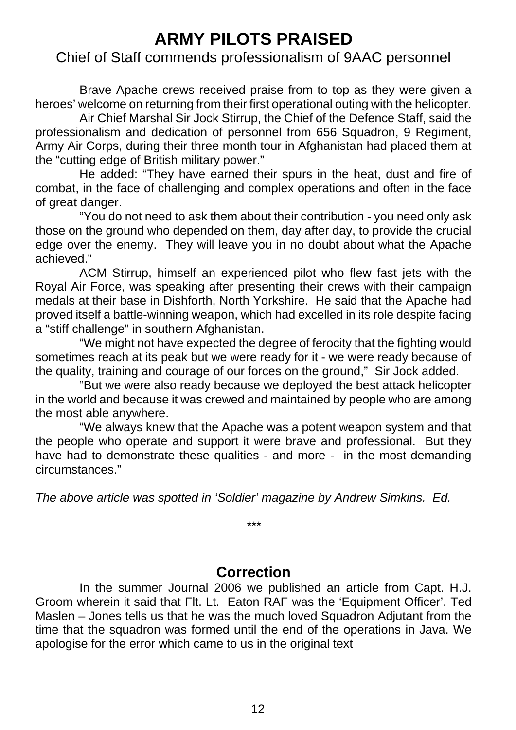# ARMY PILOTS PRAISED

## Chief of Staff commends professionalism of 9AAC personnel

Brave Apache crews received praise from to top as they were given a heroes' welcome on returning from their first operational outing with the helicopter.

Air Chief Marshal Sir Jock Stirrup, the Chief of the Defence Staff, said the professionalism and dedication of personnel from 656 Squadron, 9 Regiment, Army Air Corps, during their three month tour in Afghanistan had placed them at the "cutting edge of British military power."

He added: "They have earned their spurs in the heat, dust and fire of combat, in the face of challenging and complex operations and often in the face of great danger.

"You do not need to ask them about their contribution - you need only ask those on the ground who depended on them, day after day, to provide the crucial edge over the enemy. They will leave you in no doubt about what the Apache achieved."

ACM Stirrup, himself an experienced pilot who flew fast jets with the Royal Air Force, was speaking after presenting their crews with their campaign medals at their base in Dishforth, North Yorkshire. He said that the Apache had proved itself a battle-winning weapon, which had excelled in its role despite facing a "stiff challenge" in southern Afghanistan.

"We might not have expected the degree of ferocity that the fighting would sometimes reach at its peak but we were ready for it - we were ready because of the quality, training and courage of our forces on the ground," Sir Jock added.

"But we were also ready because we deployed the best attack helicopter in the world and because it was crewed and maintained by people who are among the most able anywhere.

"We always knew that the Apache was a potent weapon system and that the people who operate and support it were brave and professional. But they have had to demonstrate these qualities - and more - in the most demanding circumstances."

*The above article was spotted in 'Soldier' magazine by Andrew Simkins. Ed.*

***

## Correction

In the summer Journal 2006 we published an article from Capt. H.J. Groom wherein it said that Flt. Lt. Eaton RAF was the 'Equipment Officer'. Ted Maslen – Jones tells us that he was the much loved Squadron Adjutant from the time that the squadron was formed until the end of the operations in Java. We apologise for the error which came to us in the original text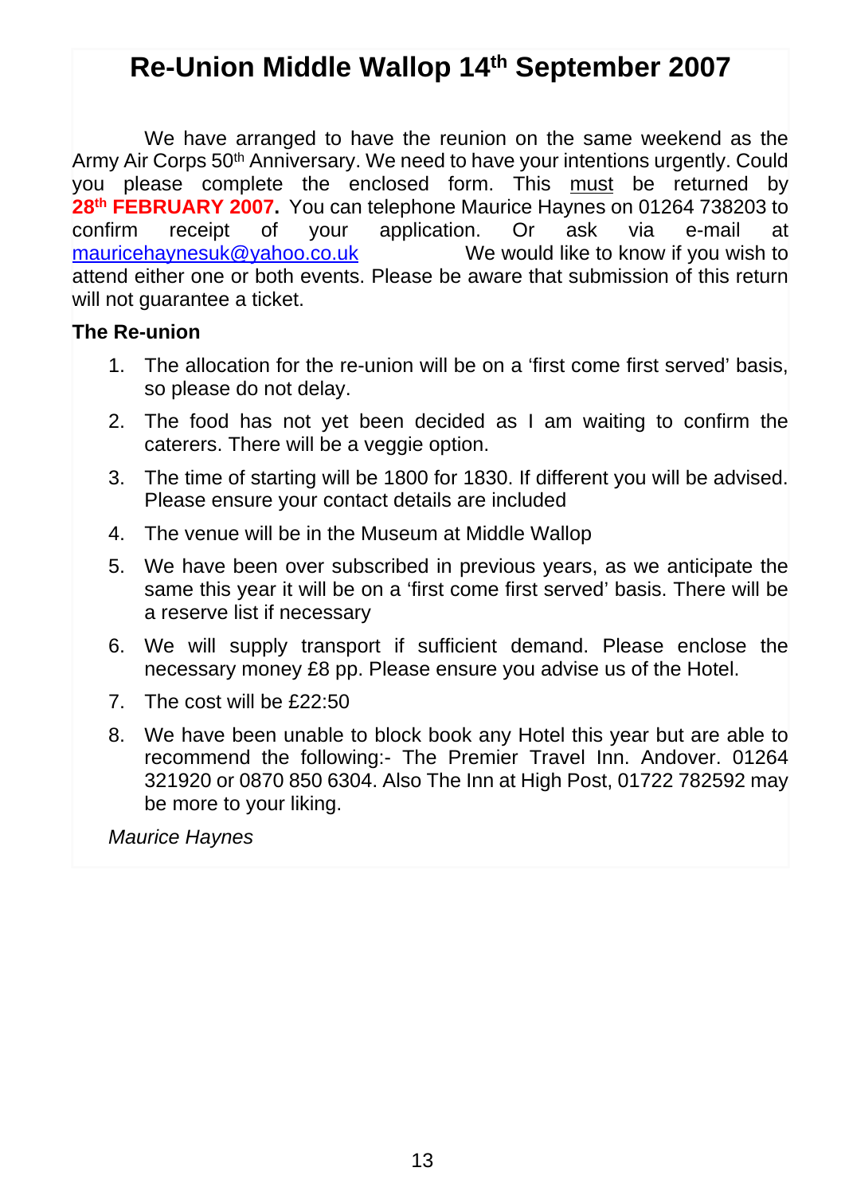# Re-Union Middle Wallop 14th September 2007

We have arranged to have the reunion on the same weekend as the Army Air Corps 50th Anniversary. We need to have your intentions urgently. Could you please complete the enclosed form. This must be returned by **28th FEBRUARY 2007.** You can telephone Maurice Haynes on 01264 738203 to confirm receipt of your application. Or ask via e-mail at mauricehaynesuk@yahoo.co.uk We would like to know if you wish to attend either one or both events. Please be aware that submission of this return will not guarantee a ticket.

**The Re-union**

1. The allocation for the re-union will be on a 'first come first served' basis, so please do not delay.
2. The food has not yet been decided as I am waiting to confirm the caterers. There will be a veggie option.
3. The time of starting will be 1800 for 1830. If different you will be advised. Please ensure your contact details are included
4. The venue will be in the Museum at Middle Wallop
5. We have been over subscribed in previous years, as we anticipate the same this year it will be on a 'first come first served' basis. There will be a reserve list if necessary
6. We will supply transport if sufficient demand. Please enclose the necessary money £8 pp. Please ensure you advise us of the Hotel.
7. The cost will be £22:50
8. We have been unable to block book any Hotel this year but are able to recommend the following:- The Premier Travel Inn. Andover. 01264 321920 or 0870 850 6304. Also The Inn at High Post, 01722 782592 may be more to your liking.

*Maurice Haynes*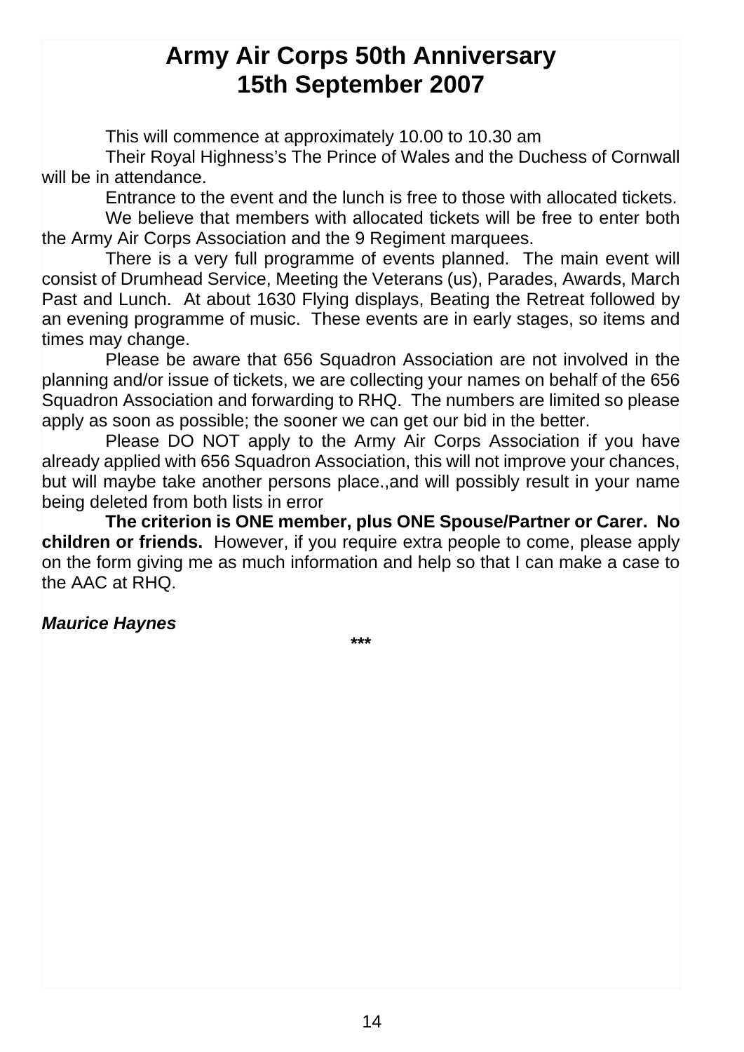# Army Air Corps 50th Anniversary 15th September 2007

This will commence at approximately 10.00 to 10.30 am

Their Royal Highness's The Prince of Wales and the Duchess of Cornwall will be in attendance.

Entrance to the event and the lunch is free to those with allocated tickets.

We believe that members with allocated tickets will be free to enter both the Army Air Corps Association and the 9 Regiment marquees.

There is a very full programme of events planned. The main event will consist of Drumhead Service, Meeting the Veterans (us), Parades, Awards, March Past and Lunch. At about 1630 Flying displays, Beating the Retreat followed by an evening programme of music. These events are in early stages, so items and times may change.

Please be aware that 656 Squadron Association are not involved in the planning and/or issue of tickets, we are collecting your names on behalf of the 656 Squadron Association and forwarding to RHQ. The numbers are limited so please apply as soon as possible; the sooner we can get our bid in the better.

Please DO NOT apply to the Army Air Corps Association if you have already applied with 656 Squadron Association, this will not improve your chances, but will maybe take another persons place.,and will possibly result in your name being deleted from both lists in error

**The criterion is ONE member, plus ONE Spouse/Partner or Carer. No children or friends.** However, if you require extra people to come, please apply on the form giving me as much information and help so that I can make a case to the AAC at RHQ.

***Maurice Haynes***

***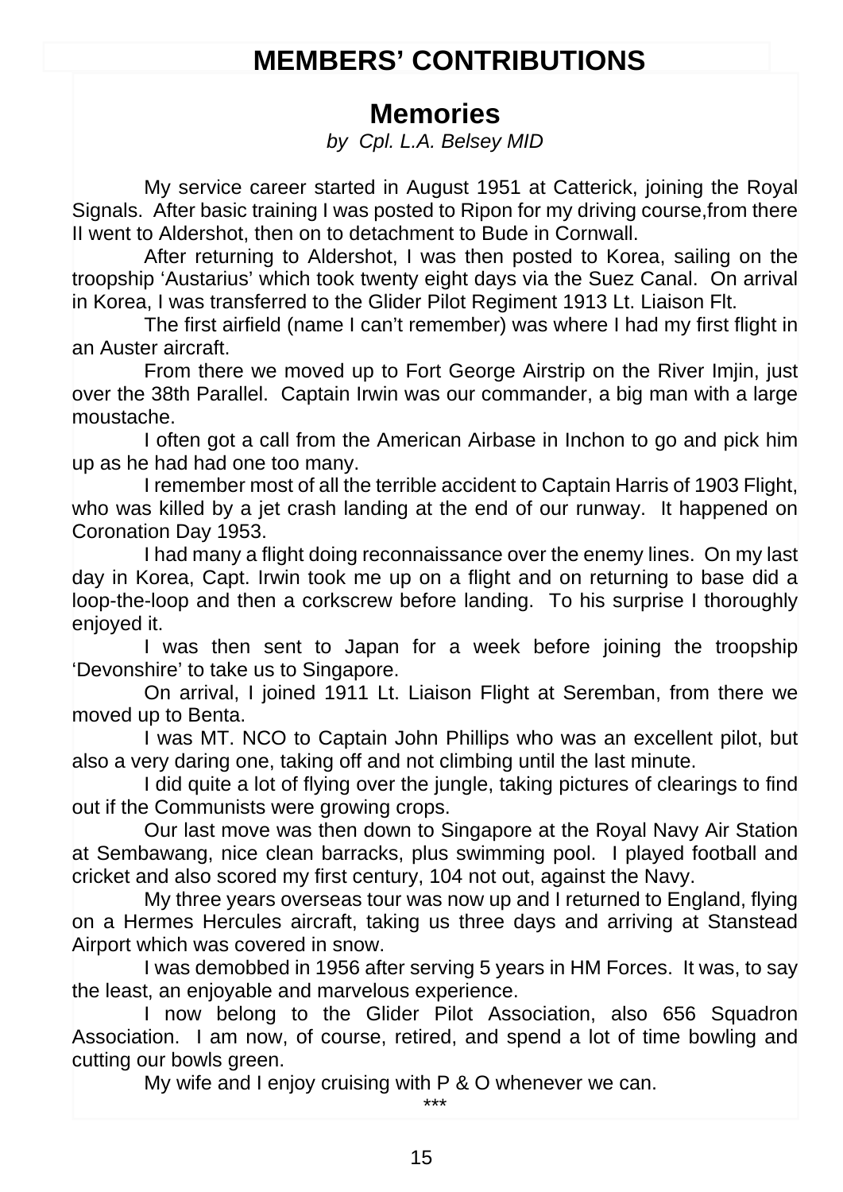# MEMBERS' CONTRIBUTIONS

## Memories

*by Cpl. L.A. Belsey MID*

My service career started in August 1951 at Catterick, joining the Royal Signals. After basic training I was posted to Ripon for my driving course,from there II went to Aldershot, then on to detachment to Bude in Cornwall.

After returning to Aldershot, I was then posted to Korea, sailing on the troopship 'Austarius' which took twenty eight days via the Suez Canal. On arrival in Korea, I was transferred to the Glider Pilot Regiment 1913 Lt. Liaison Flt.

The first airfield (name I can't remember) was where I had my first flight in an Auster aircraft.

From there we moved up to Fort George Airstrip on the River Imjin, just over the 38th Parallel. Captain Irwin was our commander, a big man with a large moustache.

I often got a call from the American Airbase in Inchon to go and pick him up as he had had one too many.

I remember most of all the terrible accident to Captain Harris of 1903 Flight, who was killed by a jet crash landing at the end of our runway. It happened on Coronation Day 1953.

I had many a flight doing reconnaissance over the enemy lines. On my last day in Korea, Capt. Irwin took me up on a flight and on returning to base did a loop-the-loop and then a corkscrew before landing. To his surprise I thoroughly enjoyed it.

I was then sent to Japan for a week before joining the troopship 'Devonshire' to take us to Singapore.

On arrival, I joined 1911 Lt. Liaison Flight at Seremban, from there we moved up to Benta.

I was MT. NCO to Captain John Phillips who was an excellent pilot, but also a very daring one, taking off and not climbing until the last minute.

I did quite a lot of flying over the jungle, taking pictures of clearings to find out if the Communists were growing crops.

Our last move was then down to Singapore at the Royal Navy Air Station at Sembawang, nice clean barracks, plus swimming pool. I played football and cricket and also scored my first century, 104 not out, against the Navy.

My three years overseas tour was now up and I returned to England, flying on a Hermes Hercules aircraft, taking us three days and arriving at Stanstead Airport which was covered in snow.

I was demobbed in 1956 after serving 5 years in HM Forces. It was, to say the least, an enjoyable and marvelous experience.

I now belong to the Glider Pilot Association, also 656 Squadron Association. I am now, of course, retired, and spend a lot of time bowling and cutting our bowls green.

My wife and I enjoy cruising with P & O whenever we can.

\*\*\*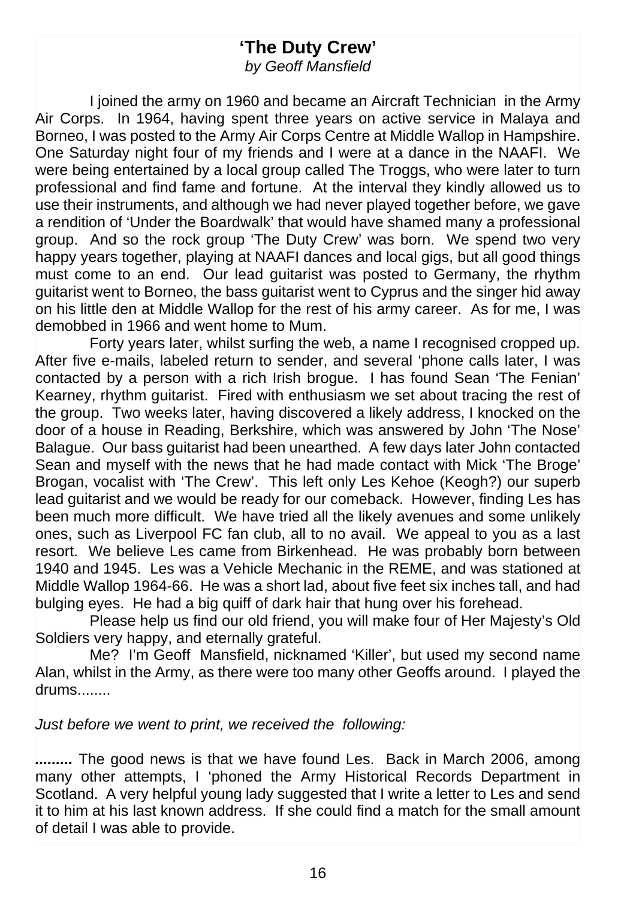## 'The Duty Crew'

*by Geoff Mansfield*

I joined the army on 1960 and became an Aircraft Technician in the Army Air Corps. In 1964, having spent three years on active service in Malaya and Borneo, I was posted to the Army Air Corps Centre at Middle Wallop in Hampshire. One Saturday night four of my friends and I were at a dance in the NAAFI. We were being entertained by a local group called The Troggs, who were later to turn professional and find fame and fortune. At the interval they kindly allowed us to use their instruments, and although we had never played together before, we gave a rendition of 'Under the Boardwalk' that would have shamed many a professional group. And so the rock group 'The Duty Crew' was born. We spend two very happy years together, playing at NAAFI dances and local gigs, but all good things must come to an end. Our lead guitarist was posted to Germany, the rhythm guitarist went to Borneo, the bass guitarist went to Cyprus and the singer hid away on his little den at Middle Wallop for the rest of his army career. As for me, I was demobbed in 1966 and went home to Mum.

Forty years later, whilst surfing the web, a name I recognised cropped up. After five e-mails, labeled return to sender, and several 'phone calls later, I was contacted by a person with a rich Irish brogue. I has found Sean 'The Fenian' Kearney, rhythm guitarist. Fired with enthusiasm we set about tracing the rest of the group. Two weeks later, having discovered a likely address, I knocked on the door of a house in Reading, Berkshire, which was answered by John 'The Nose' Balague. Our bass guitarist had been unearthed. A few days later John contacted Sean and myself with the news that he had made contact with Mick 'The Broge' Brogan, vocalist with 'The Crew'. This left only Les Kehoe (Keogh?) our superb lead guitarist and we would be ready for our comeback. However, finding Les has been much more difficult. We have tried all the likely avenues and some unlikely ones, such as Liverpool FC fan club, all to no avail. We appeal to you as a last resort. We believe Les came from Birkenhead. He was probably born between 1940 and 1945. Les was a Vehicle Mechanic in the REME, and was stationed at Middle Wallop 1964-66. He was a short lad, about five feet six inches tall, and had bulging eyes. He had a big quiff of dark hair that hung over his forehead.

Please help us find our old friend, you will make four of Her Majesty's Old Soldiers very happy, and eternally grateful.

Me? I'm Geoff Mansfield, nicknamed 'Killer', but used my second name Alan, whilst in the Army, as there were too many other Geoffs around. I played the drums........

*Just before we went to print, we received the following:*

***.........*** The good news is that we have found Les. Back in March 2006, among many other attempts, I 'phoned the Army Historical Records Department in Scotland. A very helpful young lady suggested that I write a letter to Les and send it to him at his last known address. If she could find a match for the small amount of detail I was able to provide.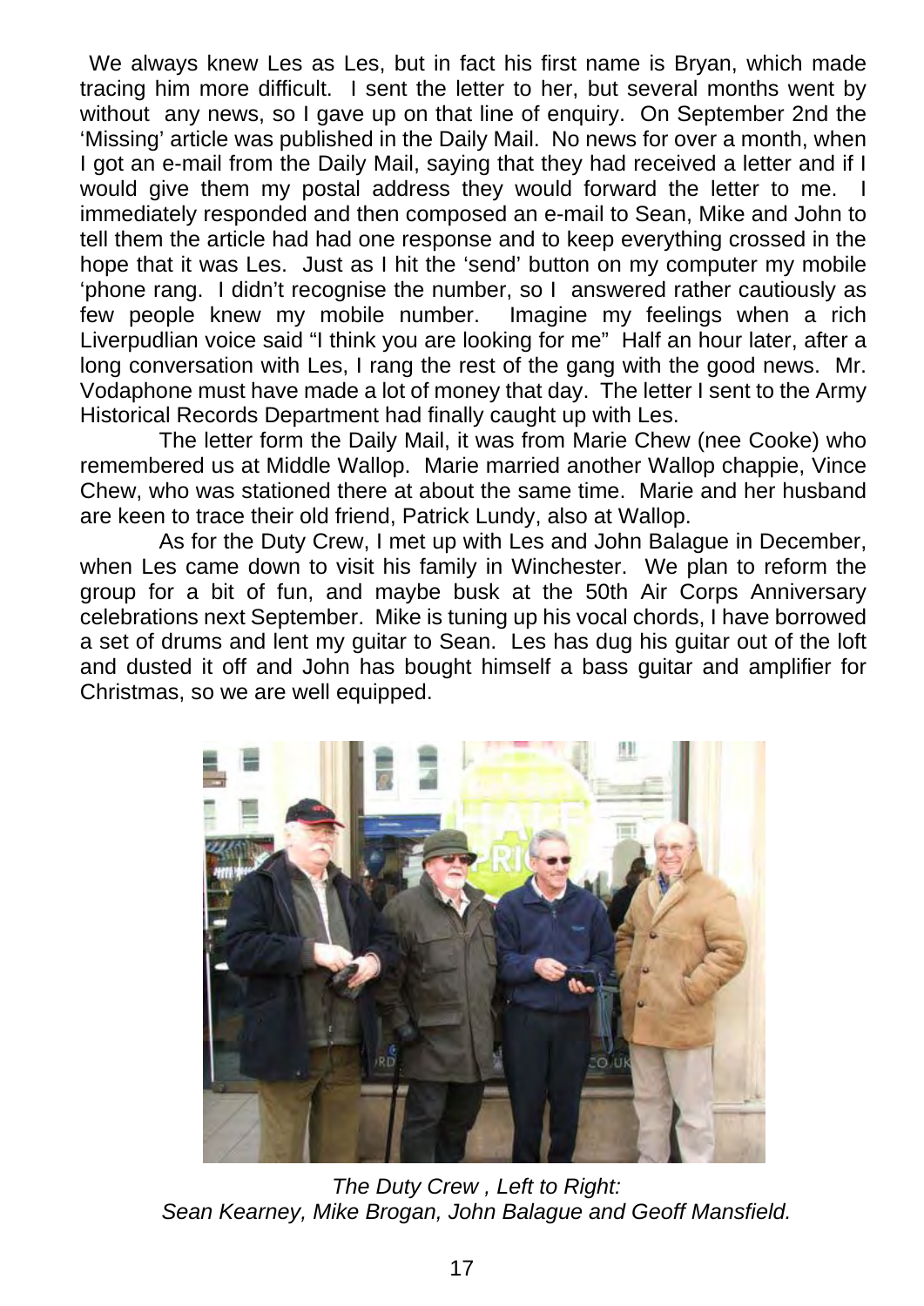We always knew Les as Les, but in fact his first name is Bryan, which made tracing him more difficult. I sent the letter to her, but several months went by without any news, so I gave up on that line of enquiry. On September 2nd the 'Missing' article was published in the Daily Mail. No news for over a month, when I got an e-mail from the Daily Mail, saying that they had received a letter and if I would give them my postal address they would forward the letter to me. I immediately responded and then composed an e-mail to Sean, Mike and John to tell them the article had had one response and to keep everything crossed in the hope that it was Les. Just as I hit the 'send' button on my computer my mobile 'phone rang. I didn't recognise the number, so I answered rather cautiously as few people knew my mobile number. Imagine my feelings when a rich Liverpudlian voice said "I think you are looking for me" Half an hour later, after a long conversation with Les, I rang the rest of the gang with the good news. Mr. Vodaphone must have made a lot of money that day. The letter I sent to the Army Historical Records Department had finally caught up with Les.

The letter form the Daily Mail, it was from Marie Chew (nee Cooke) who remembered us at Middle Wallop. Marie married another Wallop chappie, Vince Chew, who was stationed there at about the same time. Marie and her husband are keen to trace their old friend, Patrick Lundy, also at Wallop.

As for the Duty Crew, I met up with Les and John Balague in December, when Les came down to visit his family in Winchester. We plan to reform the group for a bit of fun, and maybe busk at the 50th Air Corps Anniversary celebrations next September. Mike is tuning up his vocal chords, I have borrowed a set of drums and lent my guitar to Sean. Les has dug his guitar out of the loft and dusted it off and John has bought himself a bass guitar and amplifier for Christmas, so we are well equipped.

*The Duty Crew , Left to Right:*
*Sean Kearney, Mike Brogan, John Balague and Geoff Mansfield.*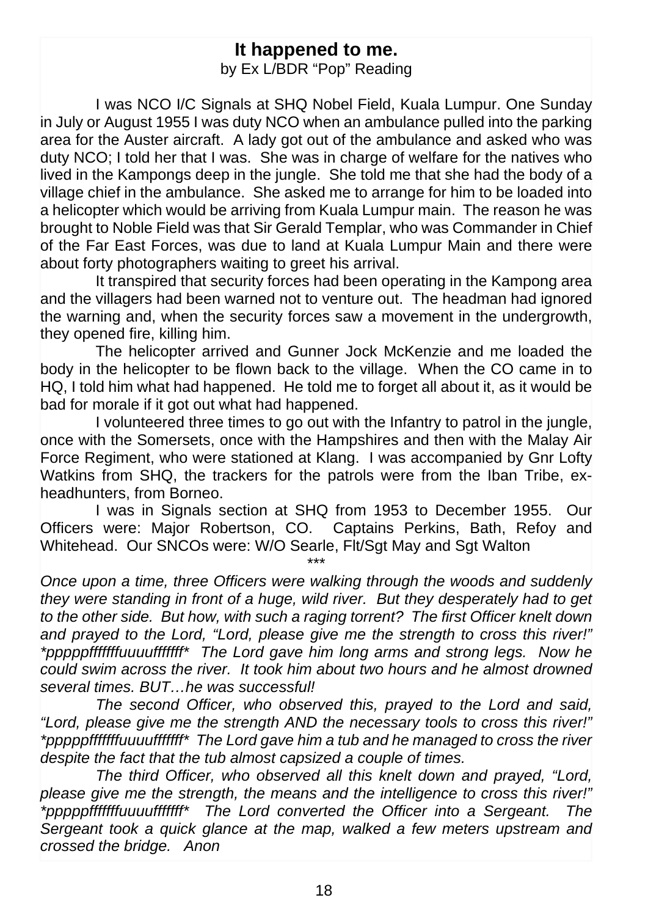## It happened to me.

by Ex L/BDR "Pop" Reading

I was NCO I/C Signals at SHQ Nobel Field, Kuala Lumpur. One Sunday in July or August 1955 I was duty NCO when an ambulance pulled into the parking area for the Auster aircraft. A lady got out of the ambulance and asked who was duty NCO; I told her that I was. She was in charge of welfare for the natives who lived in the Kampongs deep in the jungle. She told me that she had the body of a village chief in the ambulance. She asked me to arrange for him to be loaded into a helicopter which would be arriving from Kuala Lumpur main. The reason he was brought to Noble Field was that Sir Gerald Templar, who was Commander in Chief of the Far East Forces, was due to land at Kuala Lumpur Main and there were about forty photographers waiting to greet his arrival.

It transpired that security forces had been operating in the Kampong area and the villagers had been warned not to venture out. The headman had ignored the warning and, when the security forces saw a movement in the undergrowth, they opened fire, killing him.

The helicopter arrived and Gunner Jock McKenzie and me loaded the body in the helicopter to be flown back to the village. When the CO came in to HQ, I told him what had happened. He told me to forget all about it, as it would be bad for morale if it got out what had happened.

I volunteered three times to go out with the Infantry to patrol in the jungle, once with the Somersets, once with the Hampshires and then with the Malay Air Force Regiment, who were stationed at Klang. I was accompanied by Gnr Lofty Watkins from SHQ, the trackers for the patrols were from the Iban Tribe, ex-headhunters, from Borneo.

I was in Signals section at SHQ from 1953 to December 1955. Our Officers were: Major Robertson, CO. Captains Perkins, Bath, Refoy and Whitehead. Our SNCOs were: W/O Searle, Flt/Sgt May and Sgt Walton

\*\*\*

*Once upon a time, three Officers were walking through the woods and suddenly they were standing in front of a huge, wild river. But they desperately had to get to the other side. But how, with such a raging torrent? The first Officer knelt down and prayed to the Lord, "Lord, please give me the strength to cross this river!" \*pppppfffffffuuuufffffff\* The Lord gave him long arms and strong legs. Now he could swim across the river. It took him about two hours and he almost drowned several times. BUT…he was successful!*

*The second Officer, who observed this, prayed to the Lord and said, "Lord, please give me the strength AND the necessary tools to cross this river!" \*pppppfffffffuuuufffffff\* The Lord gave him a tub and he managed to cross the river despite the fact that the tub almost capsized a couple of times.*

*The third Officer, who observed all this knelt down and prayed, "Lord, please give me the strength, the means and the intelligence to cross this river!" \*pppppfffffffuuuufffffff\* The Lord converted the Officer into a Sergeant. The Sergeant took a quick glance at the map, walked a few meters upstream and crossed the bridge. Anon*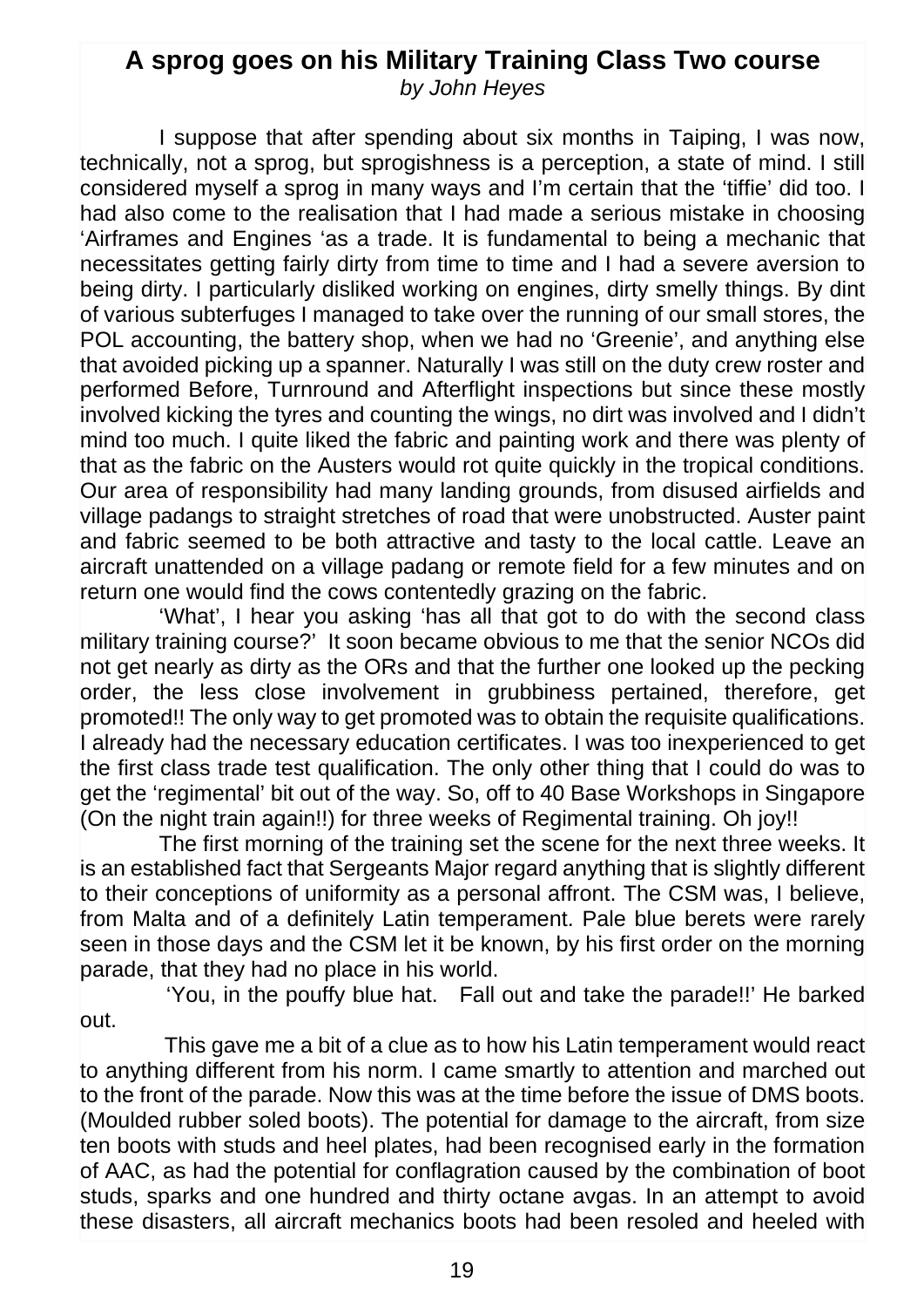## A sprog goes on his Military Training Class Two course

*by John Heyes*

I suppose that after spending about six months in Taiping, I was now, technically, not a sprog, but sprogishness is a perception, a state of mind. I still considered myself a sprog in many ways and I'm certain that the 'tiffie' did too. I had also come to the realisation that I had made a serious mistake in choosing 'Airframes and Engines 'as a trade. It is fundamental to being a mechanic that necessitates getting fairly dirty from time to time and I had a severe aversion to being dirty. I particularly disliked working on engines, dirty smelly things. By dint of various subterfuges I managed to take over the running of our small stores, the POL accounting, the battery shop, when we had no 'Greenie', and anything else that avoided picking up a spanner. Naturally I was still on the duty crew roster and performed Before, Turnround and Afterflight inspections but since these mostly involved kicking the tyres and counting the wings, no dirt was involved and I didn't mind too much. I quite liked the fabric and painting work and there was plenty of that as the fabric on the Austers would rot quite quickly in the tropical conditions. Our area of responsibility had many landing grounds, from disused airfields and village padangs to straight stretches of road that were unobstructed. Auster paint and fabric seemed to be both attractive and tasty to the local cattle. Leave an aircraft unattended on a village padang or remote field for a few minutes and on return one would find the cows contentedly grazing on the fabric.

'What', I hear you asking 'has all that got to do with the second class military training course?' It soon became obvious to me that the senior NCOs did not get nearly as dirty as the ORs and that the further one looked up the pecking order, the less close involvement in grubbiness pertained, therefore, get promoted!! The only way to get promoted was to obtain the requisite qualifications. I already had the necessary education certificates. I was too inexperienced to get the first class trade test qualification. The only other thing that I could do was to get the 'regimental' bit out of the way. So, off to 40 Base Workshops in Singapore (On the night train again!!) for three weeks of Regimental training. Oh joy!!

The first morning of the training set the scene for the next three weeks. It is an established fact that Sergeants Major regard anything that is slightly different to their conceptions of uniformity as a personal affront. The CSM was, I believe, from Malta and of a definitely Latin temperament. Pale blue berets were rarely seen in those days and the CSM let it be known, by his first order on the morning parade, that they had no place in his world.

'You, in the pouffy blue hat. Fall out and take the parade!!' He barked out.

This gave me a bit of a clue as to how his Latin temperament would react to anything different from his norm. I came smartly to attention and marched out to the front of the parade. Now this was at the time before the issue of DMS boots. (Moulded rubber soled boots). The potential for damage to the aircraft, from size ten boots with studs and heel plates, had been recognised early in the formation of AAC, as had the potential for conflagration caused by the combination of boot studs, sparks and one hundred and thirty octane avgas. In an attempt to avoid these disasters, all aircraft mechanics boots had been resoled and heeled with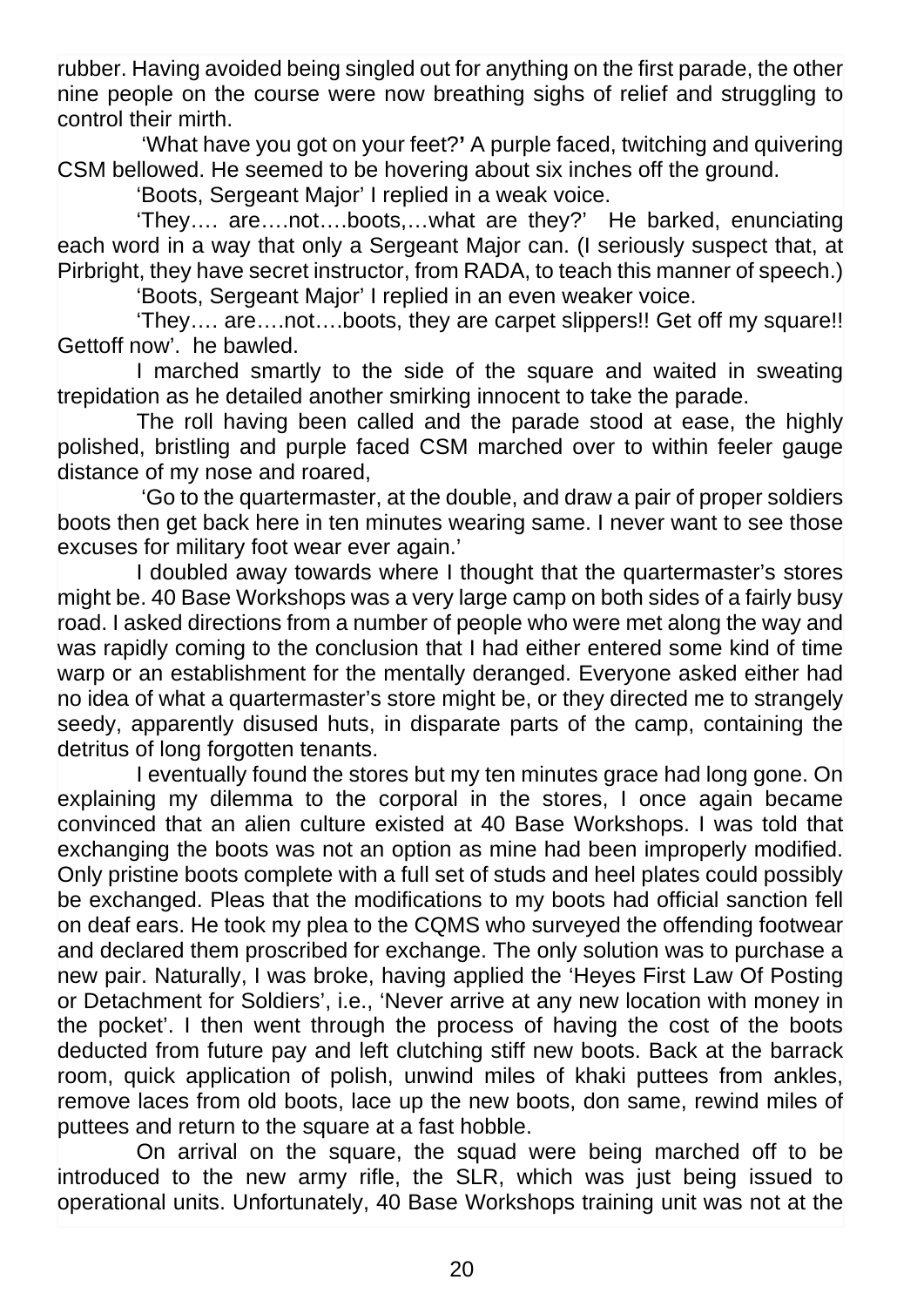rubber. Having avoided being singled out for anything on the first parade, the other nine people on the course were now breathing sighs of relief and struggling to control their mirth.

'What have you got on your feet?**'** A purple faced, twitching and quivering CSM bellowed. He seemed to be hovering about six inches off the ground.

'Boots, Sergeant Major' I replied in a weak voice.

'They…. are….not….boots,…what are they?' He barked, enunciating each word in a way that only a Sergeant Major can. (I seriously suspect that, at Pirbright, they have secret instructor, from RADA, to teach this manner of speech.)

'Boots, Sergeant Major' I replied in an even weaker voice.

'They…. are….not….boots, they are carpet slippers!! Get off my square!! Gettoff now'. he bawled.

I marched smartly to the side of the square and waited in sweating trepidation as he detailed another smirking innocent to take the parade.

The roll having been called and the parade stood at ease, the highly polished, bristling and purple faced CSM marched over to within feeler gauge distance of my nose and roared,

'Go to the quartermaster, at the double, and draw a pair of proper soldiers boots then get back here in ten minutes wearing same. I never want to see those excuses for military foot wear ever again.'

I doubled away towards where I thought that the quartermaster's stores might be. 40 Base Workshops was a very large camp on both sides of a fairly busy road. I asked directions from a number of people who were met along the way and was rapidly coming to the conclusion that I had either entered some kind of time warp or an establishment for the mentally deranged. Everyone asked either had no idea of what a quartermaster's store might be, or they directed me to strangely seedy, apparently disused huts, in disparate parts of the camp, containing the detritus of long forgotten tenants.

I eventually found the stores but my ten minutes grace had long gone. On explaining my dilemma to the corporal in the stores, I once again became convinced that an alien culture existed at 40 Base Workshops. I was told that exchanging the boots was not an option as mine had been improperly modified. Only pristine boots complete with a full set of studs and heel plates could possibly be exchanged. Pleas that the modifications to my boots had official sanction fell on deaf ears. He took my plea to the CQMS who surveyed the offending footwear and declared them proscribed for exchange. The only solution was to purchase a new pair. Naturally, I was broke, having applied the 'Heyes First Law Of Posting or Detachment for Soldiers', i.e., 'Never arrive at any new location with money in the pocket'. I then went through the process of having the cost of the boots deducted from future pay and left clutching stiff new boots. Back at the barrack room, quick application of polish, unwind miles of khaki puttees from ankles, remove laces from old boots, lace up the new boots, don same, rewind miles of puttees and return to the square at a fast hobble.

On arrival on the square, the squad were being marched off to be introduced to the new army rifle, the SLR, which was just being issued to operational units. Unfortunately, 40 Base Workshops training unit was not at the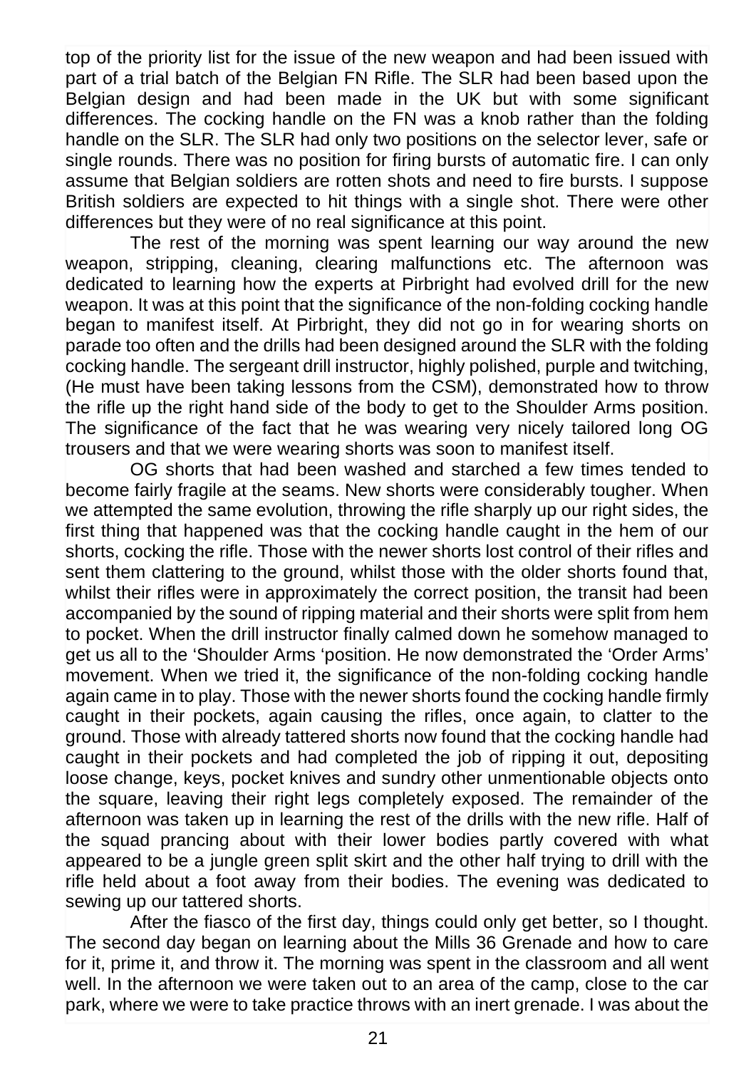top of the priority list for the issue of the new weapon and had been issued with part of a trial batch of the Belgian FN Rifle. The SLR had been based upon the Belgian design and had been made in the UK but with some significant differences. The cocking handle on the FN was a knob rather than the folding handle on the SLR. The SLR had only two positions on the selector lever, safe or single rounds. There was no position for firing bursts of automatic fire. I can only assume that Belgian soldiers are rotten shots and need to fire bursts. I suppose British soldiers are expected to hit things with a single shot. There were other differences but they were of no real significance at this point.

The rest of the morning was spent learning our way around the new weapon, stripping, cleaning, clearing malfunctions etc. The afternoon was dedicated to learning how the experts at Pirbright had evolved drill for the new weapon. It was at this point that the significance of the non-folding cocking handle began to manifest itself. At Pirbright, they did not go in for wearing shorts on parade too often and the drills had been designed around the SLR with the folding cocking handle. The sergeant drill instructor, highly polished, purple and twitching, (He must have been taking lessons from the CSM), demonstrated how to throw the rifle up the right hand side of the body to get to the Shoulder Arms position. The significance of the fact that he was wearing very nicely tailored long OG trousers and that we were wearing shorts was soon to manifest itself.

OG shorts that had been washed and starched a few times tended to become fairly fragile at the seams. New shorts were considerably tougher. When we attempted the same evolution, throwing the rifle sharply up our right sides, the first thing that happened was that the cocking handle caught in the hem of our shorts, cocking the rifle. Those with the newer shorts lost control of their rifles and sent them clattering to the ground, whilst those with the older shorts found that, whilst their rifles were in approximately the correct position, the transit had been accompanied by the sound of ripping material and their shorts were split from hem to pocket. When the drill instructor finally calmed down he somehow managed to get us all to the 'Shoulder Arms 'position. He now demonstrated the 'Order Arms' movement. When we tried it, the significance of the non-folding cocking handle again came in to play. Those with the newer shorts found the cocking handle firmly caught in their pockets, again causing the rifles, once again, to clatter to the ground. Those with already tattered shorts now found that the cocking handle had caught in their pockets and had completed the job of ripping it out, depositing loose change, keys, pocket knives and sundry other unmentionable objects onto the square, leaving their right legs completely exposed. The remainder of the afternoon was taken up in learning the rest of the drills with the new rifle. Half of the squad prancing about with their lower bodies partly covered with what appeared to be a jungle green split skirt and the other half trying to drill with the rifle held about a foot away from their bodies. The evening was dedicated to sewing up our tattered shorts.

After the fiasco of the first day, things could only get better, so I thought. The second day began on learning about the Mills 36 Grenade and how to care for it, prime it, and throw it. The morning was spent in the classroom and all went well. In the afternoon we were taken out to an area of the camp, close to the car park, where we were to take practice throws with an inert grenade. I was about the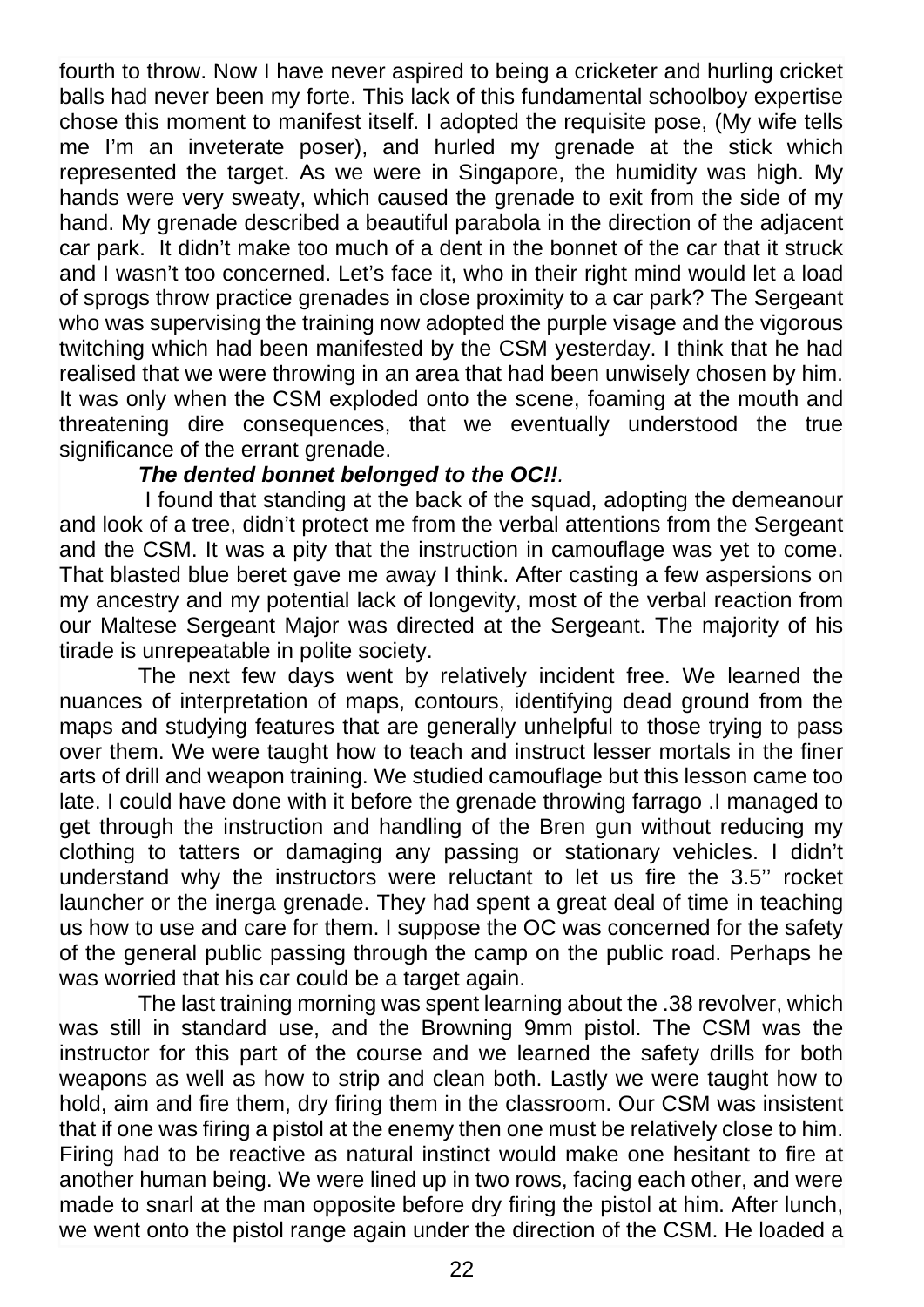fourth to throw. Now I have never aspired to being a cricketer and hurling cricket balls had never been my forte. This lack of this fundamental schoolboy expertise chose this moment to manifest itself. I adopted the requisite pose, (My wife tells me I'm an inveterate poser), and hurled my grenade at the stick which represented the target. As we were in Singapore, the humidity was high. My hands were very sweaty, which caused the grenade to exit from the side of my hand. My grenade described a beautiful parabola in the direction of the adjacent car park. It didn't make too much of a dent in the bonnet of the car that it struck and I wasn't too concerned. Let's face it, who in their right mind would let a load of sprogs throw practice grenades in close proximity to a car park? The Sergeant who was supervising the training now adopted the purple visage and the vigorous twitching which had been manifested by the CSM yesterday. I think that he had realised that we were throwing in an area that had been unwisely chosen by him. It was only when the CSM exploded onto the scene, foaming at the mouth and threatening dire consequences, that we eventually understood the true significance of the errant grenade.

***The dented bonnet belonged to the OC!!***.

I found that standing at the back of the squad, adopting the demeanour and look of a tree, didn't protect me from the verbal attentions from the Sergeant and the CSM. It was a pity that the instruction in camouflage was yet to come. That blasted blue beret gave me away I think. After casting a few aspersions on my ancestry and my potential lack of longevity, most of the verbal reaction from our Maltese Sergeant Major was directed at the Sergeant. The majority of his tirade is unrepeatable in polite society.

The next few days went by relatively incident free. We learned the nuances of interpretation of maps, contours, identifying dead ground from the maps and studying features that are generally unhelpful to those trying to pass over them. We were taught how to teach and instruct lesser mortals in the finer arts of drill and weapon training. We studied camouflage but this lesson came too late. I could have done with it before the grenade throwing farrago .I managed to get through the instruction and handling of the Bren gun without reducing my clothing to tatters or damaging any passing or stationary vehicles. I didn't understand why the instructors were reluctant to let us fire the 3.5'' rocket launcher or the inerga grenade. They had spent a great deal of time in teaching us how to use and care for them. I suppose the OC was concerned for the safety of the general public passing through the camp on the public road. Perhaps he was worried that his car could be a target again.

The last training morning was spent learning about the .38 revolver, which was still in standard use, and the Browning 9mm pistol. The CSM was the instructor for this part of the course and we learned the safety drills for both weapons as well as how to strip and clean both. Lastly we were taught how to hold, aim and fire them, dry firing them in the classroom. Our CSM was insistent that if one was firing a pistol at the enemy then one must be relatively close to him. Firing had to be reactive as natural instinct would make one hesitant to fire at another human being. We were lined up in two rows, facing each other, and were made to snarl at the man opposite before dry firing the pistol at him. After lunch, we went onto the pistol range again under the direction of the CSM. He loaded a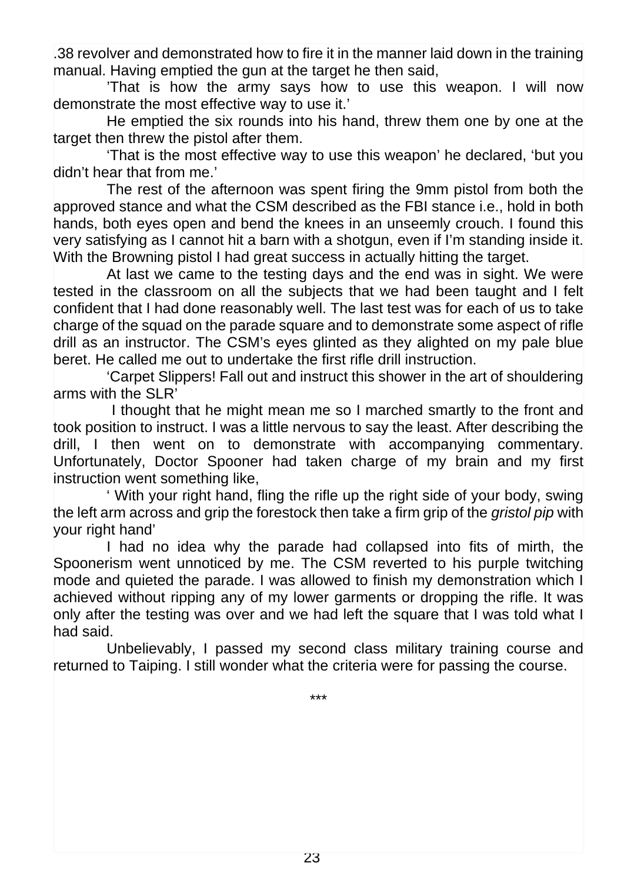.38 revolver and demonstrated how to fire it in the manner laid down in the training manual. Having emptied the gun at the target he then said,

'That is how the army says how to use this weapon. I will now demonstrate the most effective way to use it.'

He emptied the six rounds into his hand, threw them one by one at the target then threw the pistol after them.

'That is the most effective way to use this weapon' he declared, 'but you didn't hear that from me.'

The rest of the afternoon was spent firing the 9mm pistol from both the approved stance and what the CSM described as the FBI stance i.e., hold in both hands, both eyes open and bend the knees in an unseemly crouch. I found this very satisfying as I cannot hit a barn with a shotgun, even if I'm standing inside it. With the Browning pistol I had great success in actually hitting the target.

At last we came to the testing days and the end was in sight. We were tested in the classroom on all the subjects that we had been taught and I felt confident that I had done reasonably well. The last test was for each of us to take charge of the squad on the parade square and to demonstrate some aspect of rifle drill as an instructor. The CSM's eyes glinted as they alighted on my pale blue beret. He called me out to undertake the first rifle drill instruction.

'Carpet Slippers! Fall out and instruct this shower in the art of shouldering arms with the SLR'

I thought that he might mean me so I marched smartly to the front and took position to instruct. I was a little nervous to say the least. After describing the drill, I then went on to demonstrate with accompanying commentary. Unfortunately, Doctor Spooner had taken charge of my brain and my first instruction went something like,

' With your right hand, fling the rifle up the right side of your body, swing the left arm across and grip the forestock then take a firm grip of the *gristol pip* with your right hand'

I had no idea why the parade had collapsed into fits of mirth, the Spoonerism went unnoticed by me. The CSM reverted to his purple twitching mode and quieted the parade. I was allowed to finish my demonstration which I achieved without ripping any of my lower garments or dropping the rifle. It was only after the testing was over and we had left the square that I was told what I had said.

Unbelievably, I passed my second class military training course and returned to Taiping. I still wonder what the criteria were for passing the course.

***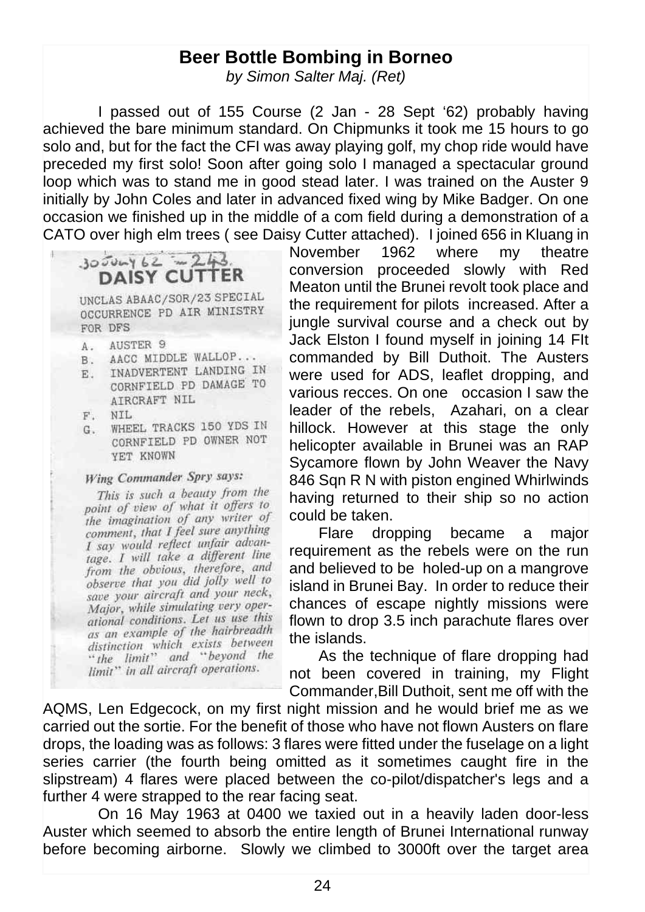# Beer Bottle Bombing in Borneo

*by Simon Salter Maj. (Ret)*

I passed out of 155 Course (2 Jan - 28 Sept '62) probably having achieved the bare minimum standard. On Chipmunks it took me 15 hours to go solo and, but for the fact the CFI was away playing golf, my chop ride would have preceded my first solo! Soon after going solo I managed a spectacular ground loop which was to stand me in good stead later. I was trained on the Auster 9 initially by John Coles and later in advanced fixed wing by Mike Badger. On one occasion we finished up in the middle of a com field during a demonstration of a CATO over high elm trees ( see Daisy Cutter attached). I joined 656 in Kluang in November 1962 where my theatre conversion proceeded slowly with Red Meaton until the Brunei revolt took place and the requirement for pilots increased. After a jungle survival course and a check out by Jack Elston I found myself in joining 14 Flt commanded by Bill Duthoit. The Austers were used for ADS, leaflet dropping, and various recces. On one occasion I saw the leader of the rebels, Azahari, on a clear hillock. However at this stage the only helicopter available in Brunei was an RAP Sycamore flown by John Weaver the Navy 846 Sqn R N with piston engined Whirlwinds having returned to their ship so no action could be taken.

> 30 July 62 – 243.
>
> **DAISY CUTTER**
>
> UNCLAS ABAAC/SOR/23 SPECIAL OCCURRENCE PD AIR MINISTRY FOR DFS
>
> A. AUSTER 9
> B. AACC MIDDLE WALLOP...
> E. INADVERTENT LANDING IN CORNFIELD PD DAMAGE TO AIRCRAFT NIL
> F. NIL
> G. WHEEL TRACKS 150 YDS IN CORNFIELD PD OWNER NOT YET KNOWN
>
> *Wing Commander Spry says:*
>
> *This is such a beauty from the point of view of what it offers to the imagination of any writer of comment, that I feel sure anything I say would reflect unfair advantage. I will take a different line from the obvious, therefore, and observe that you did jolly well to save your aircraft and your neck, Major, while simulating very operational conditions. Let us use this as an example of the hairbreadth distinction which exists between "the limit" and "beyond the limit" in all aircraft operations.*

Flare dropping became a major requirement as the rebels were on the run and believed to be holed-up on a mangrove island in Brunei Bay. In order to reduce their chances of escape nightly missions were flown to drop 3.5 inch parachute flares over the islands.

As the technique of flare dropping had not been covered in training, my Flight Commander,Bill Duthoit, sent me off with the AQMS, Len Edgecock, on my first night mission and he would brief me as we carried out the sortie. For the benefit of those who have not flown Austers on flare drops, the loading was as follows: 3 flares were fitted under the fuselage on a light series carrier (the fourth being omitted as it sometimes caught fire in the slipstream) 4 flares were placed between the co-pilot/dispatcher's legs and a further 4 were strapped to the rear facing seat.

On 16 May 1963 at 0400 we taxied out in a heavily laden door-less Auster which seemed to absorb the entire length of Brunei International runway before becoming airborne. Slowly we climbed to 3000ft over the target area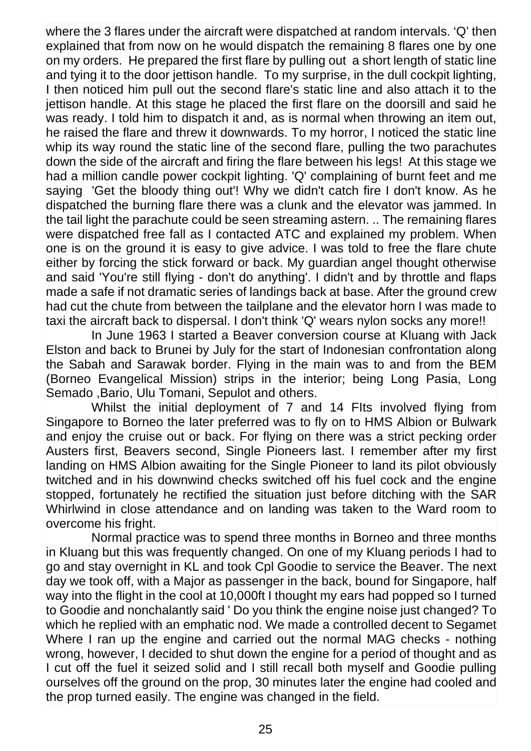where the 3 flares under the aircraft were dispatched at random intervals. 'Q' then explained that from now on he would dispatch the remaining 8 flares one by one on my orders. He prepared the first flare by pulling out a short length of static line and tying it to the door jettison handle. To my surprise, in the dull cockpit lighting, I then noticed him pull out the second flare's static line and also attach it to the jettison handle. At this stage he placed the first flare on the doorsill and said he was ready. I told him to dispatch it and, as is normal when throwing an item out, he raised the flare and threw it downwards. To my horror, I noticed the static line whip its way round the static line of the second flare, pulling the two parachutes down the side of the aircraft and firing the flare between his legs! At this stage we had a million candle power cockpit lighting. 'Q' complaining of burnt feet and me saying 'Get the bloody thing out'! Why we didn't catch fire I don't know. As he dispatched the burning flare there was a clunk and the elevator was jammed. In the tail light the parachute could be seen streaming astern. .. The remaining flares were dispatched free fall as I contacted ATC and explained my problem. When one is on the ground it is easy to give advice. I was told to free the flare chute either by forcing the stick forward or back. My guardian angel thought otherwise and said 'You're still flying - don't do anything'. I didn't and by throttle and flaps made a safe if not dramatic series of landings back at base. After the ground crew had cut the chute from between the tailplane and the elevator horn I was made to taxi the aircraft back to dispersal. I don't think 'Q' wears nylon socks any more!!

In June 1963 I started a Beaver conversion course at Kluang with Jack Elston and back to Brunei by July for the start of Indonesian confrontation along the Sabah and Sarawak border. Flying in the main was to and from the BEM (Borneo Evangelical Mission) strips in the interior; being Long Pasia, Long Semado ,Bario, Ulu Tomani, Sepulot and others.

Whilst the initial deployment of 7 and 14 FIts involved flying from Singapore to Borneo the later preferred was to fly on to HMS Albion or Bulwark and enjoy the cruise out or back. For flying on there was a strict pecking order Austers first, Beavers second, Single Pioneers last. I remember after my first landing on HMS Albion awaiting for the Single Pioneer to land its pilot obviously twitched and in his downwind checks switched off his fuel cock and the engine stopped, fortunately he rectified the situation just before ditching with the SAR Whirlwind in close attendance and on landing was taken to the Ward room to overcome his fright.

Normal practice was to spend three months in Borneo and three months in Kluang but this was frequently changed. On one of my Kluang periods I had to go and stay overnight in KL and took Cpl Goodie to service the Beaver. The next day we took off, with a Major as passenger in the back, bound for Singapore, half way into the flight in the cool at 10,000ft I thought my ears had popped so I turned to Goodie and nonchalantly said ' Do you think the engine noise just changed? To which he replied with an emphatic nod. We made a controlled decent to Segamet Where I ran up the engine and carried out the normal MAG checks - nothing wrong, however, I decided to shut down the engine for a period of thought and as I cut off the fuel it seized solid and I still recall both myself and Goodie pulling ourselves off the ground on the prop, 30 minutes later the engine had cooled and the prop turned easily. The engine was changed in the field.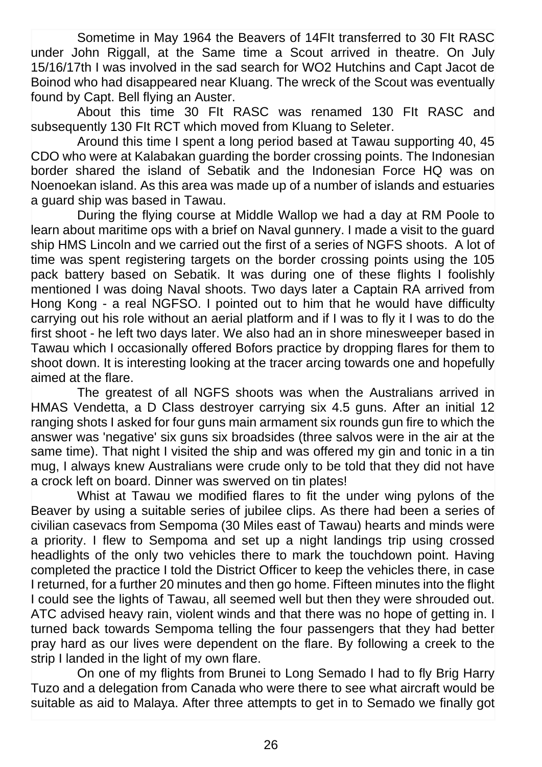Sometime in May 1964 the Beavers of 14Flt transferred to 30 Flt RASC under John Riggall, at the Same time a Scout arrived in theatre. On July 15/16/17th I was involved in the sad search for WO2 Hutchins and Capt Jacot de Boinod who had disappeared near Kluang. The wreck of the Scout was eventually found by Capt. Bell flying an Auster.

About this time 30 Flt RASC was renamed 130 Flt RASC and subsequently 130 Flt RCT which moved from Kluang to Seleter.

Around this time I spent a long period based at Tawau supporting 40, 45 CDO who were at Kalabakan guarding the border crossing points. The Indonesian border shared the island of Sebatik and the Indonesian Force HQ was on Noenoekan island. As this area was made up of a number of islands and estuaries a guard ship was based in Tawau.

During the flying course at Middle Wallop we had a day at RM Poole to learn about maritime ops with a brief on Naval gunnery. I made a visit to the guard ship HMS Lincoln and we carried out the first of a series of NGFS shoots. A lot of time was spent registering targets on the border crossing points using the 105 pack battery based on Sebatik. It was during one of these flights I foolishly mentioned I was doing Naval shoots. Two days later a Captain RA arrived from Hong Kong - a real NGFSO. I pointed out to him that he would have difficulty carrying out his role without an aerial platform and if I was to fly it I was to do the first shoot - he left two days later. We also had an in shore minesweeper based in Tawau which I occasionally offered Bofors practice by dropping flares for them to shoot down. It is interesting looking at the tracer arcing towards one and hopefully aimed at the flare.

The greatest of all NGFS shoots was when the Australians arrived in HMAS Vendetta, a D Class destroyer carrying six 4.5 guns. After an initial 12 ranging shots I asked for four guns main armament six rounds gun fire to which the answer was 'negative' six guns six broadsides (three salvos were in the air at the same time). That night I visited the ship and was offered my gin and tonic in a tin mug, I always knew Australians were crude only to be told that they did not have a crock left on board. Dinner was swerved on tin plates!

Whist at Tawau we modified flares to fit the under wing pylons of the Beaver by using a suitable series of jubilee clips. As there had been a series of civilian casevacs from Sempoma (30 Miles east of Tawau) hearts and minds were a priority. I flew to Sempoma and set up a night landings trip using crossed headlights of the only two vehicles there to mark the touchdown point. Having completed the practice I told the District Officer to keep the vehicles there, in case I returned, for a further 20 minutes and then go home. Fifteen minutes into the flight I could see the lights of Tawau, all seemed well but then they were shrouded out. ATC advised heavy rain, violent winds and that there was no hope of getting in. I turned back towards Sempoma telling the four passengers that they had better pray hard as our lives were dependent on the flare. By following a creek to the strip I landed in the light of my own flare.

On one of my flights from Brunei to Long Semado I had to fly Brig Harry Tuzo and a delegation from Canada who were there to see what aircraft would be suitable as aid to Malaya. After three attempts to get in to Semado we finally got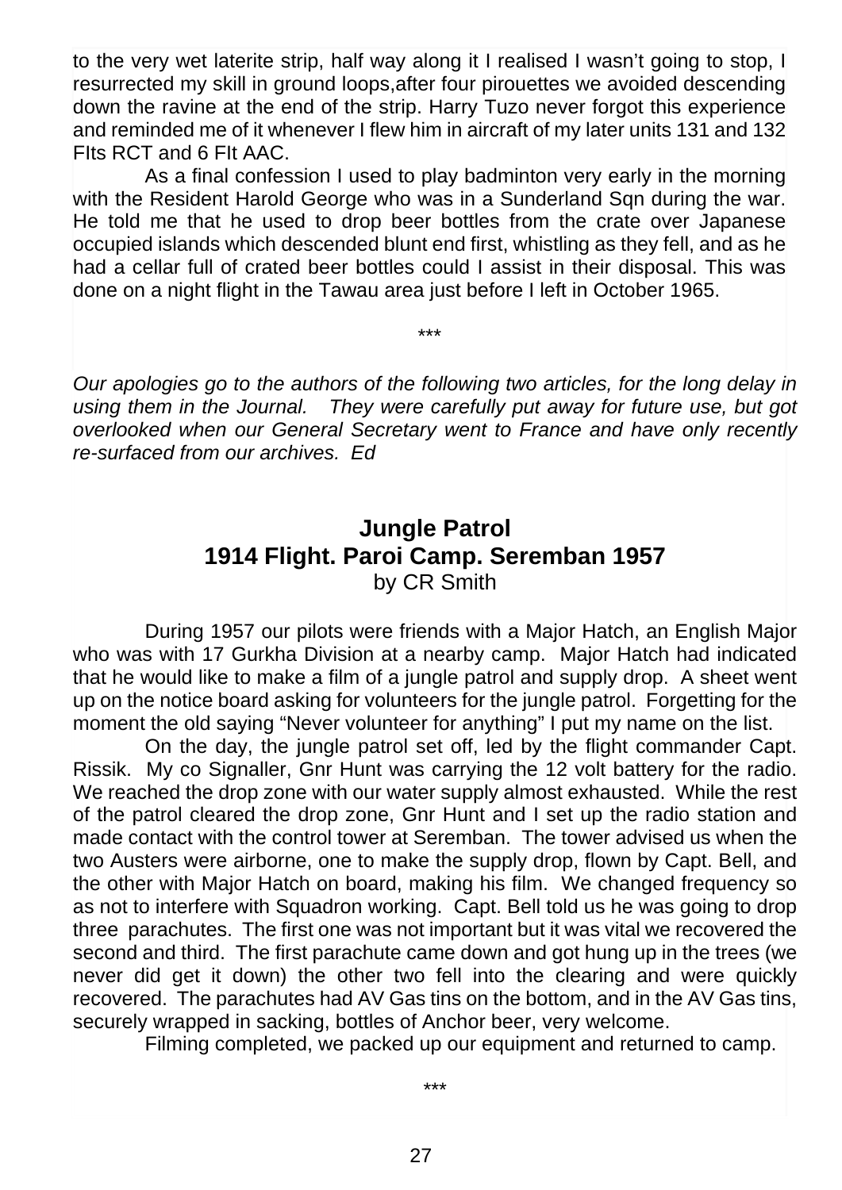to the very wet laterite strip, half way along it I realised I wasn't going to stop, I resurrected my skill in ground loops,after four pirouettes we avoided descending down the ravine at the end of the strip. Harry Tuzo never forgot this experience and reminded me of it whenever I flew him in aircraft of my later units 131 and 132 Flts RCT and 6 Flt AAC.

As a final confession I used to play badminton very early in the morning with the Resident Harold George who was in a Sunderland Sqn during the war. He told me that he used to drop beer bottles from the crate over Japanese occupied islands which descended blunt end first, whistling as they fell, and as he had a cellar full of crated beer bottles could I assist in their disposal. This was done on a night flight in the Tawau area just before I left in October 1965.

\*\*\*

*Our apologies go to the authors of the following two articles, for the long delay in using them in the Journal. They were carefully put away for future use, but got overlooked when our General Secretary went to France and have only recently re-surfaced from our archives. Ed*

## Jungle Patrol
## 1914 Flight. Paroi Camp. Seremban 1957

by CR Smith

During 1957 our pilots were friends with a Major Hatch, an English Major who was with 17 Gurkha Division at a nearby camp. Major Hatch had indicated that he would like to make a film of a jungle patrol and supply drop. A sheet went up on the notice board asking for volunteers for the jungle patrol. Forgetting for the moment the old saying "Never volunteer for anything" I put my name on the list.

On the day, the jungle patrol set off, led by the flight commander Capt. Rissik. My co Signaller, Gnr Hunt was carrying the 12 volt battery for the radio. We reached the drop zone with our water supply almost exhausted. While the rest of the patrol cleared the drop zone, Gnr Hunt and I set up the radio station and made contact with the control tower at Seremban. The tower advised us when the two Austers were airborne, one to make the supply drop, flown by Capt. Bell, and the other with Major Hatch on board, making his film. We changed frequency so as not to interfere with Squadron working. Capt. Bell told us he was going to drop three parachutes. The first one was not important but it was vital we recovered the second and third. The first parachute came down and got hung up in the trees (we never did get it down) the other two fell into the clearing and were quickly recovered. The parachutes had AV Gas tins on the bottom, and in the AV Gas tins, securely wrapped in sacking, bottles of Anchor beer, very welcome.

Filming completed, we packed up our equipment and returned to camp.

\*\*\*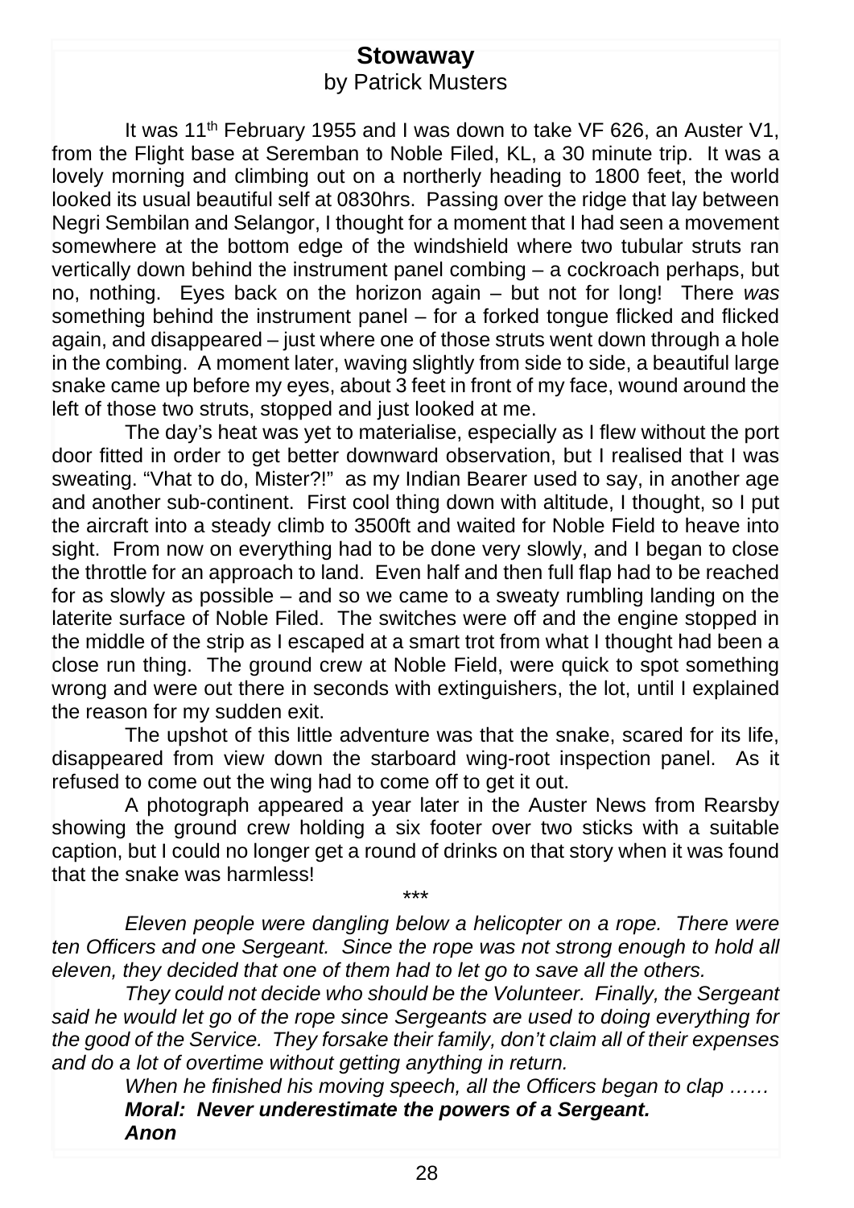## Stowaway

by Patrick Musters

It was 11th February 1955 and I was down to take VF 626, an Auster V1, from the Flight base at Seremban to Noble Filed, KL, a 30 minute trip. It was a lovely morning and climbing out on a northerly heading to 1800 feet, the world looked its usual beautiful self at 0830hrs. Passing over the ridge that lay between Negri Sembilan and Selangor, I thought for a moment that I had seen a movement somewhere at the bottom edge of the windshield where two tubular struts ran vertically down behind the instrument panel combing – a cockroach perhaps, but no, nothing. Eyes back on the horizon again – but not for long! There *was* something behind the instrument panel – for a forked tongue flicked and flicked again, and disappeared – just where one of those struts went down through a hole in the combing. A moment later, waving slightly from side to side, a beautiful large snake came up before my eyes, about 3 feet in front of my face, wound around the left of those two struts, stopped and just looked at me.

The day's heat was yet to materialise, especially as I flew without the port door fitted in order to get better downward observation, but I realised that I was sweating. "Vhat to do, Mister?!" as my Indian Bearer used to say, in another age and another sub-continent. First cool thing down with altitude, I thought, so I put the aircraft into a steady climb to 3500ft and waited for Noble Field to heave into sight. From now on everything had to be done very slowly, and I began to close the throttle for an approach to land. Even half and then full flap had to be reached for as slowly as possible – and so we came to a sweaty rumbling landing on the laterite surface of Noble Filed. The switches were off and the engine stopped in the middle of the strip as I escaped at a smart trot from what I thought had been a close run thing. The ground crew at Noble Field, were quick to spot something wrong and were out there in seconds with extinguishers, the lot, until I explained the reason for my sudden exit.

The upshot of this little adventure was that the snake, scared for its life, disappeared from view down the starboard wing-root inspection panel. As it refused to come out the wing had to come off to get it out.

A photograph appeared a year later in the Auster News from Rearsby showing the ground crew holding a six footer over two sticks with a suitable caption, but I could no longer get a round of drinks on that story when it was found that the snake was harmless!

***

*Eleven people were dangling below a helicopter on a rope. There were ten Officers and one Sergeant. Since the rope was not strong enough to hold all eleven, they decided that one of them had to let go to save all the others.*

*They could not decide who should be the Volunteer. Finally, the Sergeant said he would let go of the rope since Sergeants are used to doing everything for the good of the Service. They forsake their family, don't claim all of their expenses and do a lot of overtime without getting anything in return.*

*When he finished his moving speech, all the Officers began to clap ……*

***Moral: Never underestimate the powers of a Sergeant.***

***Anon***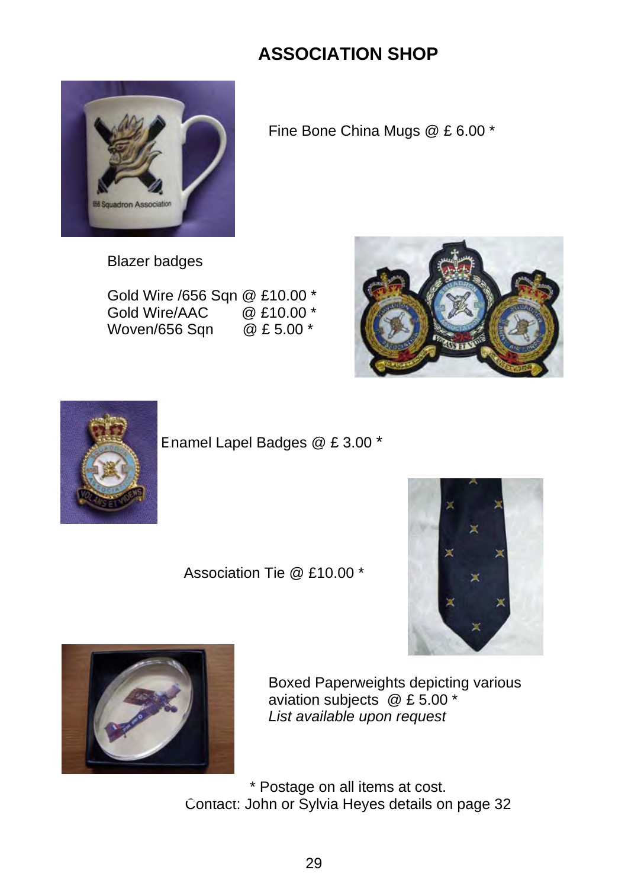# ASSOCIATION SHOP

Fine Bone China Mugs @ £ 6.00 *

Blazer badges

Gold Wire /656 Sqn @ £10.00 *
Gold Wire/AAC @ £10.00 *
Woven/656 Sqn @ £ 5.00 *

Enamel Lapel Badges @ £ 3.00 *

Association Tie @ £10.00 *

Boxed Paperweights depicting various aviation subjects @ £ 5.00 *
*List available upon request*

* Postage on all items at cost.
Contact: John or Sylvia Heyes details on page 32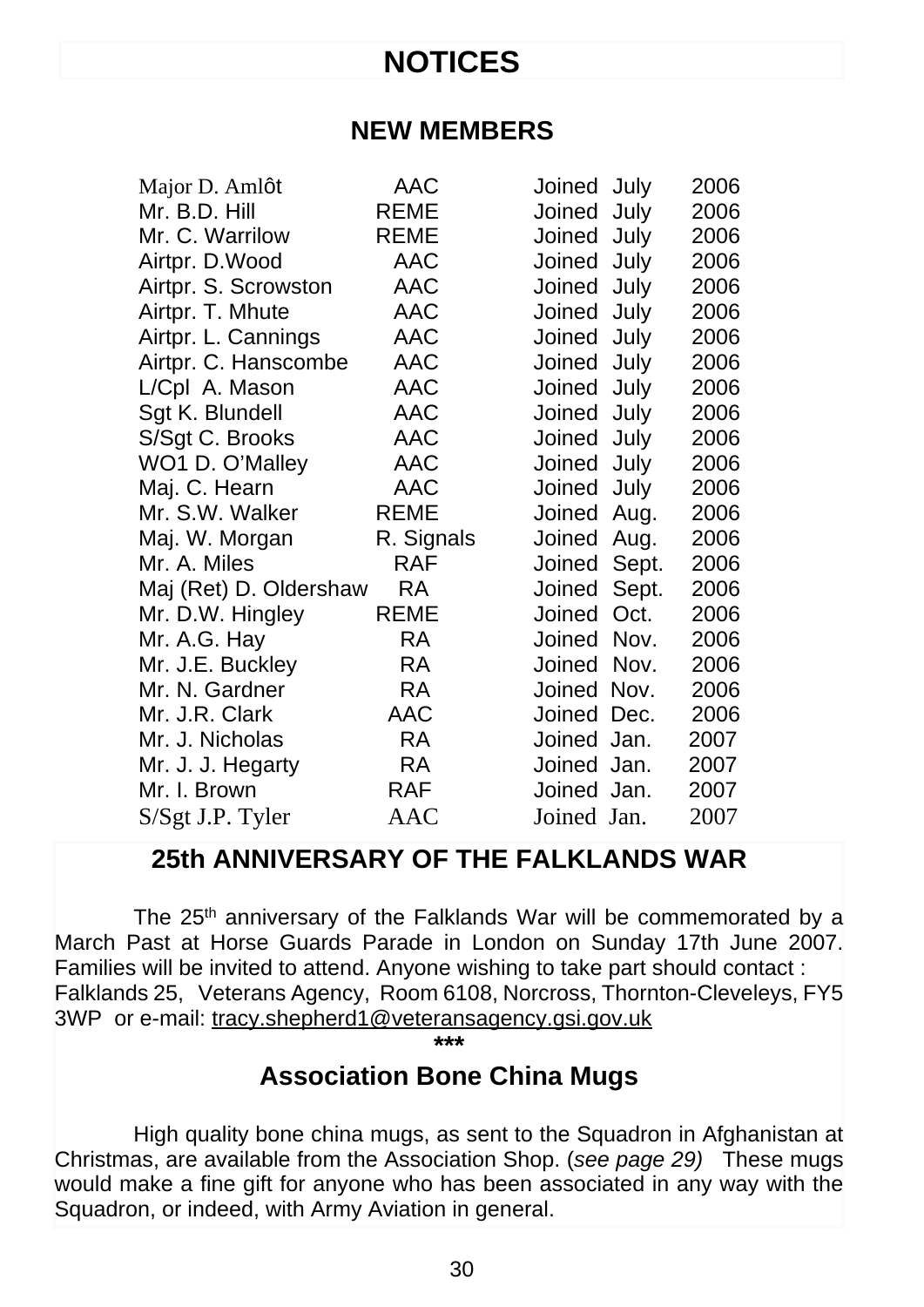# NOTICES

## NEW MEMBERS

| | | | | |
|---|---|---|---|---|
| Major D. Amlôt | AAC | Joined | July | 2006 |
| Mr. B.D. Hill | REME | Joined | July | 2006 |
| Mr. C. Warrilow | REME | Joined | July | 2006 |
| Airtpr. D.Wood | AAC | Joined | July | 2006 |
| Airtpr. S. Scrowston | AAC | Joined | July | 2006 |
| Airtpr. T. Mhute | AAC | Joined | July | 2006 |
| Airtpr. L. Cannings | AAC | Joined | July | 2006 |
| Airtpr. C. Hanscombe | AAC | Joined | July | 2006 |
| L/Cpl A. Mason | AAC | Joined | July | 2006 |
| Sgt K. Blundell | AAC | Joined | July | 2006 |
| S/Sgt C. Brooks | AAC | Joined | July | 2006 |
| WO1 D. O'Malley | AAC | Joined | July | 2006 |
| Maj. C. Hearn | AAC | Joined | July | 2006 |
| Mr. S.W. Walker | REME | Joined | Aug. | 2006 |
| Maj. W. Morgan | R. Signals | Joined | Aug. | 2006 |
| Mr. A. Miles | RAF | Joined | Sept. | 2006 |
| Maj (Ret) D. Oldershaw | RA | Joined | Sept. | 2006 |
| Mr. D.W. Hingley | REME | Joined | Oct. | 2006 |
| Mr. A.G. Hay | RA | Joined | Nov. | 2006 |
| Mr. J.E. Buckley | RA | Joined | Nov. | 2006 |
| Mr. N. Gardner | RA | Joined | Nov. | 2006 |
| Mr. J.R. Clark | AAC | Joined | Dec. | 2006 |
| Mr. J. Nicholas | RA | Joined | Jan. | 2007 |
| Mr. J. J. Hegarty | RA | Joined | Jan. | 2007 |
| Mr. I. Brown | RAF | Joined | Jan. | 2007 |
| S/Sgt J.P. Tyler | AAC | Joined | Jan. | 2007 |

## 25th ANNIVERSARY OF THE FALKLANDS WAR

The 25th anniversary of the Falklands War will be commemorated by a March Past at Horse Guards Parade in London on Sunday 17th June 2007. Families will be invited to attend. Anyone wishing to take part should contact : Falklands 25, Veterans Agency, Room 6108, Norcross, Thornton-Cleveleys, FY5 3WP or e-mail: tracy.shepherd1@veteransagency.gsi.gov.uk

***

## Association Bone China Mugs

High quality bone china mugs, as sent to the Squadron in Afghanistan at Christmas, are available from the Association Shop. (*see page 29)* These mugs would make a fine gift for anyone who has been associated in any way with the Squadron, or indeed, with Army Aviation in general.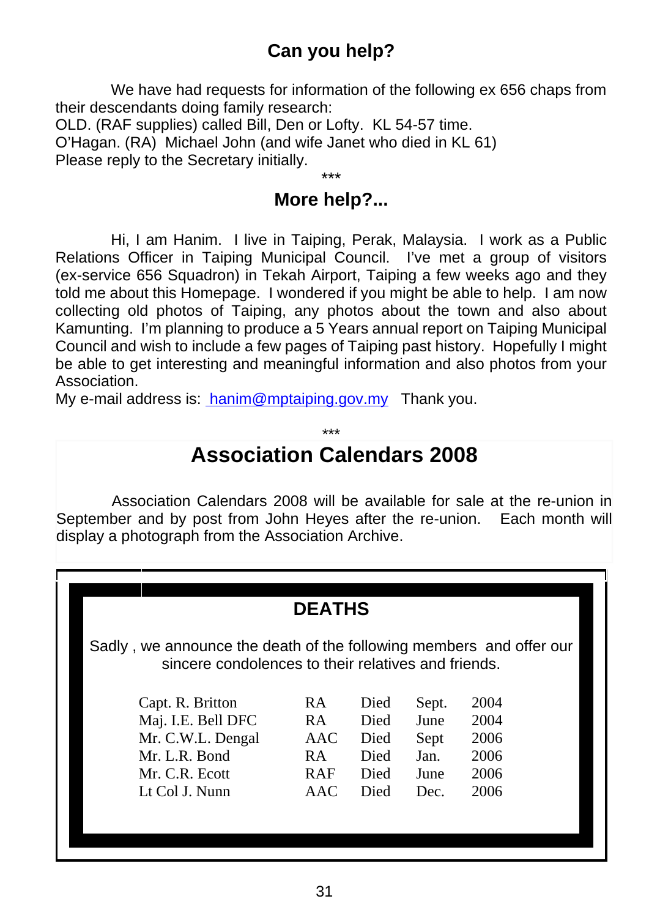## Can you help?

We have had requests for information of the following ex 656 chaps from their descendants doing family research:

OLD. (RAF supplies) called Bill, Den or Lofty. KL 54-57 time.

O'Hagan. (RA) Michael John (and wife Janet who died in KL 61)

Please reply to the Secretary initially.

***

## More help?...

Hi, I am Hanim. I live in Taiping, Perak, Malaysia. I work as a Public Relations Officer in Taiping Municipal Council. I've met a group of visitors (ex-service 656 Squadron) in Tekah Airport, Taiping a few weeks ago and they told me about this Homepage. I wondered if you might be able to help. I am now collecting old photos of Taiping, any photos about the town and also about Kamunting. I'm planning to produce a 5 Years annual report on Taiping Municipal Council and wish to include a few pages of Taiping past history. Hopefully I might be able to get interesting and meaningful information and also photos from your Association.

My e-mail address is: hanim@mptaiping.gov.my Thank you.

***

## Association Calendars 2008

Association Calendars 2008 will be available for sale at the re-union in September and by post from John Heyes after the re-union. Each month will display a photograph from the Association Archive.

## DEATHS

Sadly , we announce the death of the following members and offer our sincere condolences to their relatives and friends.

| | | | | |
|---|---|---|---|---|
| Capt. R. Britton | RA | Died | Sept. | 2004 |
| Maj. I.E. Bell DFC | RA | Died | June | 2004 |
| Mr. C.W.L. Dengal | AAC | Died | Sept | 2006 |
| Mr. L.R. Bond | RA | Died | Jan. | 2006 |
| Mr. C.R. Ecott | RAF | Died | June | 2006 |
| Lt Col J. Nunn | AAC | Died | Dec. | 2006 |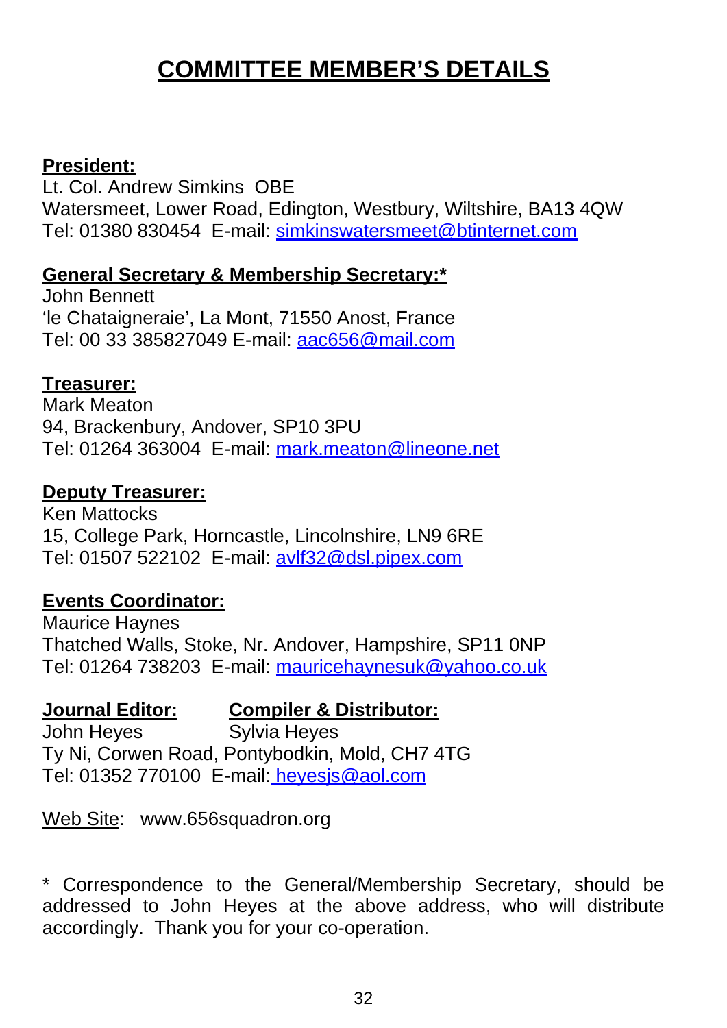# COMMITTEE MEMBER'S DETAILS

**President:**
Lt. Col. Andrew Simkins OBE
Watersmeet, Lower Road, Edington, Westbury, Wiltshire, BA13 4QW
Tel: 01380 830454 E-mail: simkinswatersmeet@btinternet.com

**General Secretary & Membership Secretary:***
John Bennett
'le Chataigneraie', La Mont, 71550 Anost, France
Tel: 00 33 385827049 E-mail: aac656@mail.com

**Treasurer:**
Mark Meaton
94, Brackenbury, Andover, SP10 3PU
Tel: 01264 363004 E-mail: mark.meaton@lineone.net

**Deputy Treasurer:**
Ken Mattocks
15, College Park, Horncastle, Lincolnshire, LN9 6RE
Tel: 01507 522102 E-mail: avlf32@dsl.pipex.com

**Events Coordinator:**
Maurice Haynes
Thatched Walls, Stoke, Nr. Andover, Hampshire, SP11 0NP
Tel: 01264 738203 E-mail: mauricehaynesuk@yahoo.co.uk

**Journal Editor:** John Heyes
**Compiler & Distributor:** Sylvia Heyes
Ty Ni, Corwen Road, Pontybodkin, Mold, CH7 4TG
Tel: 01352 770100 E-mail: heyesjs@aol.com

Web Site: www.656squadron.org

* Correspondence to the General/Membership Secretary, should be addressed to John Heyes at the above address, who will distribute accordingly. Thank you for your co-operation.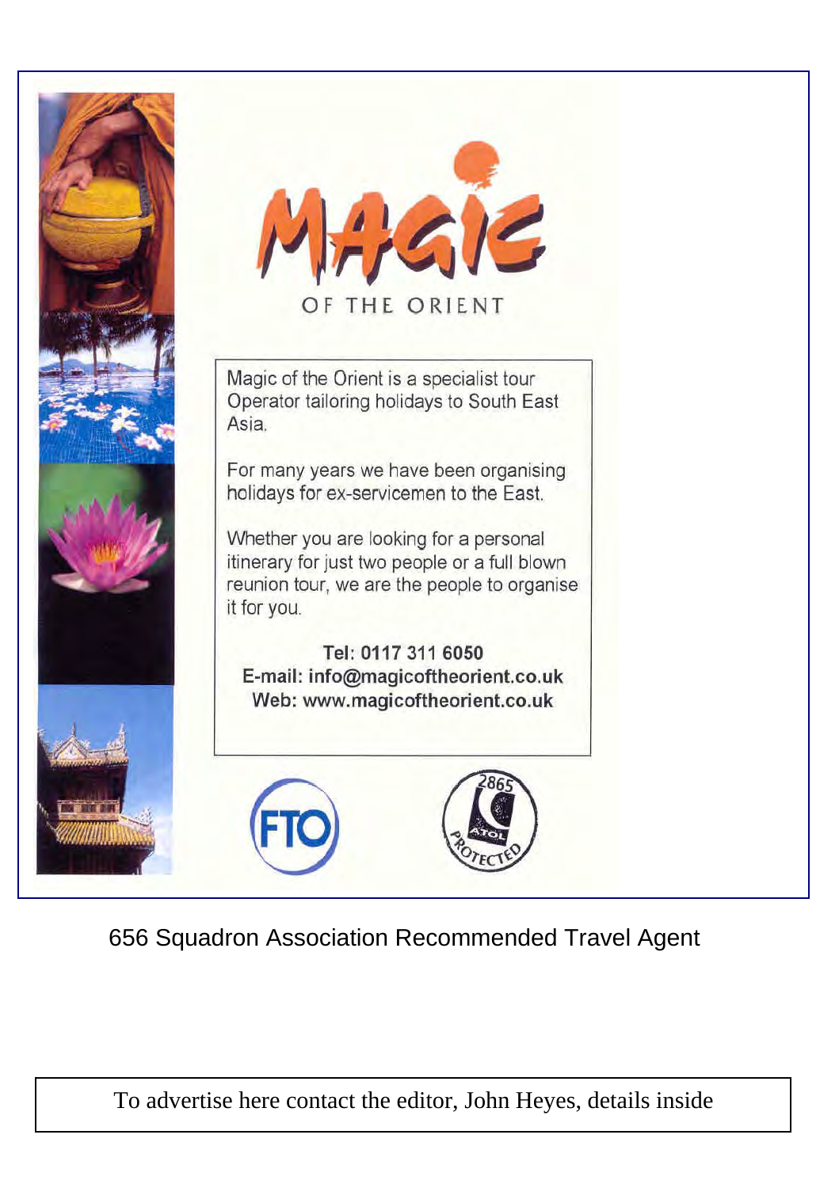# MAGIC

OF THE ORIENT

Magic of the Orient is a specialist tour Operator tailoring holidays to South East Asia.

For many years we have been organising holidays for ex-servicemen to the East.

Whether you are looking for a personal itinerary for just two people or a full blown reunion tour, we are the people to organise it for you.

**Tel: 0117 311 6050**
**E-mail: info@magicoftheorient.co.uk**
**Web: www.magicoftheorient.co.uk**

FTO

2865 ATOL PROTECTED

656 Squadron Association Recommended Travel Agent

To advertise here contact the editor, John Heyes, details inside